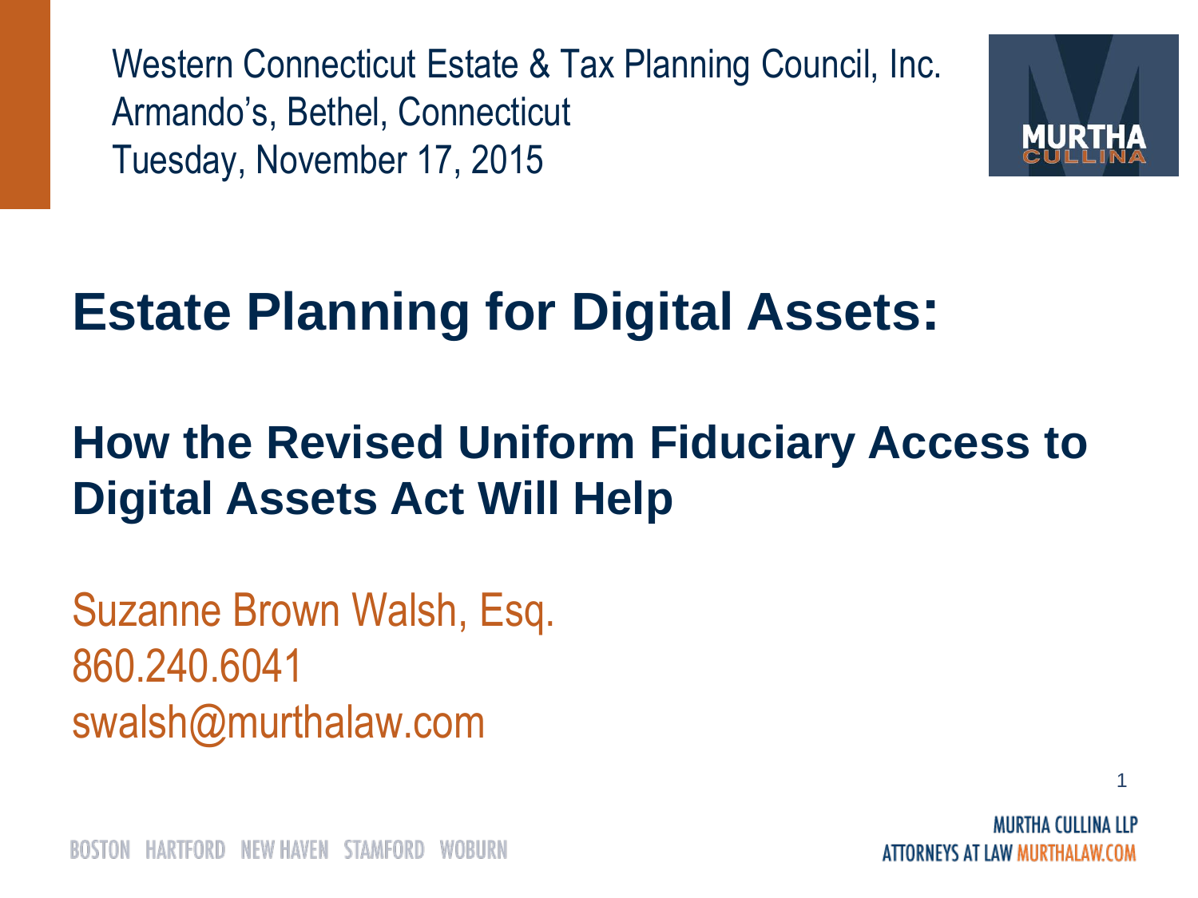Western Connecticut Estate & Tax Planning Council, Inc.
Armando's, Bethel, Connecticut
Tuesday, November 17, 2015

# Estate Planning for Digital Assets:

## How the Revised Uniform Fiduciary Access to Digital Assets Act Will Help

Suzanne Brown Walsh, Esq.
860.240.6041
swalsh@murthalaw.com

BOSTON HARTFORD NEW HAVEN STAMFORD WOBURN

MURTHA CULLINA LLP
ATTORNEYS AT LAW MURTHALAW.COM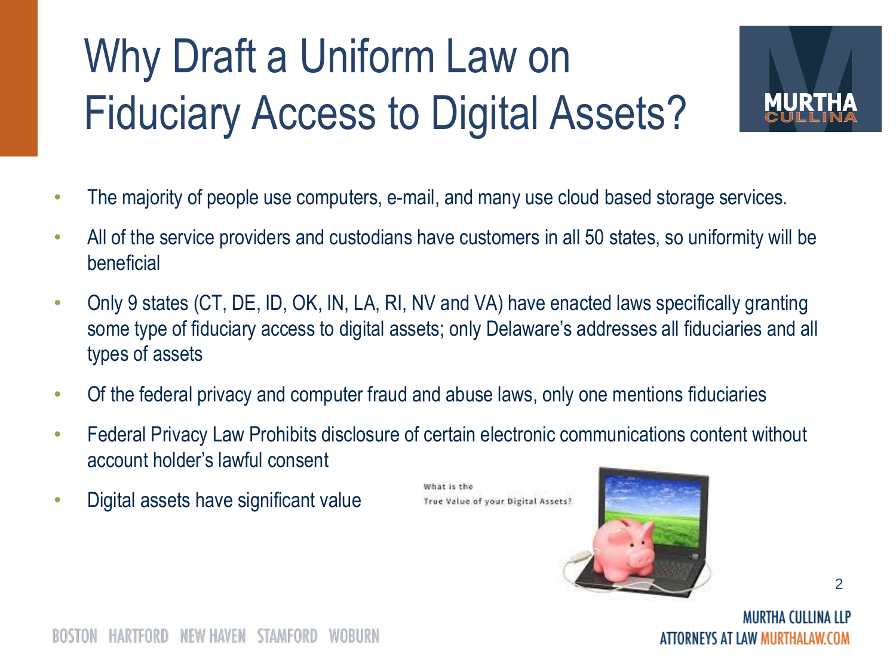# Why Draft a Uniform Law on Fiduciary Access to Digital Assets?

- The majority of people use computers, e-mail, and many use cloud based storage services.
- All of the service providers and custodians have customers in all 50 states, so uniformity will be beneficial
- Only 9 states (CT, DE, ID, OK, IN, LA, RI, NV and VA) have enacted laws specifically granting some type of fiduciary access to digital assets; only Delaware's addresses all fiduciaries and all types of assets
- Of the federal privacy and computer fraud and abuse laws, only one mentions fiduciaries
- Federal Privacy Law Prohibits disclosure of certain electronic communications content without account holder's lawful consent
- Digital assets have significant value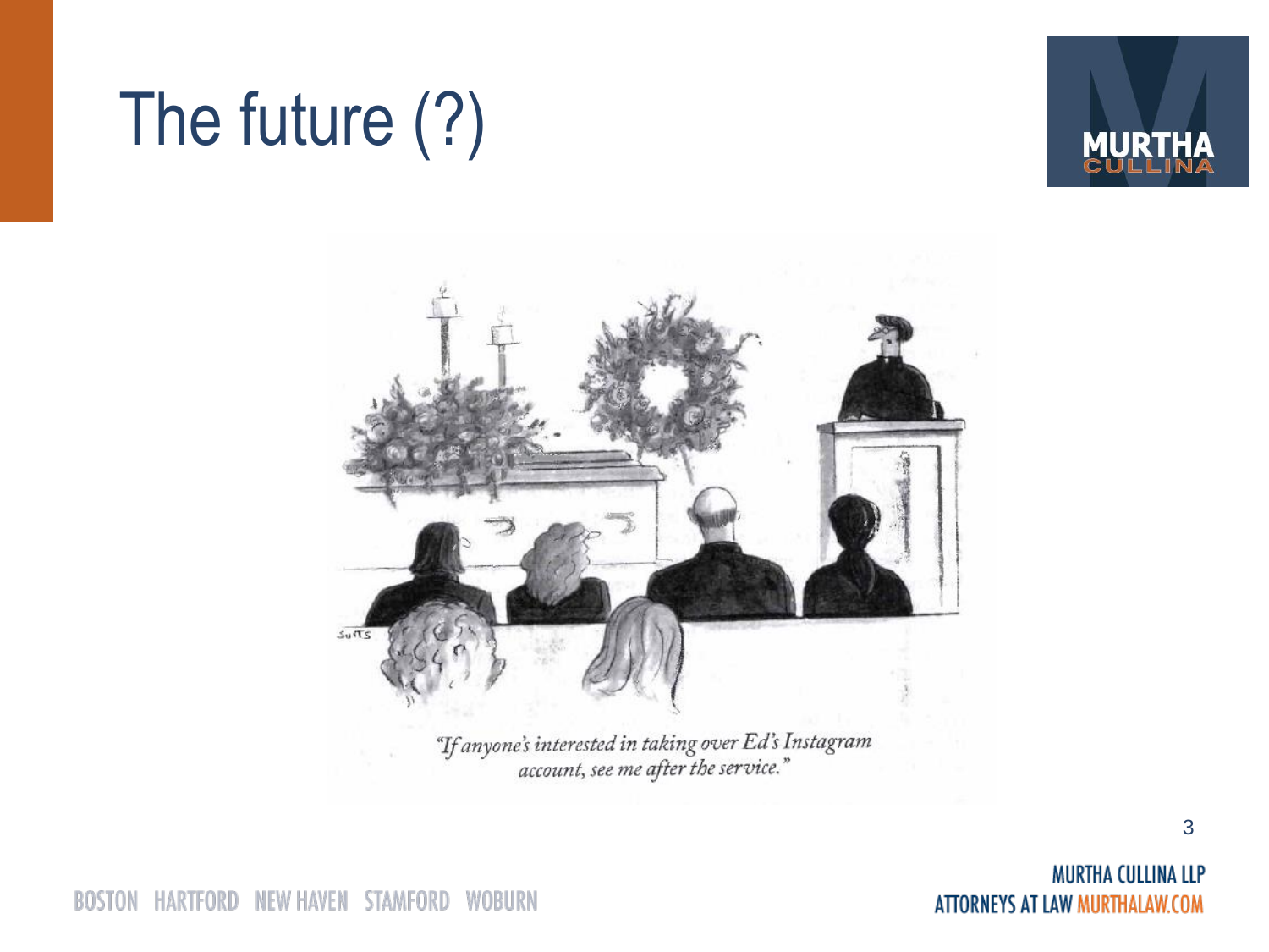# The future (?)

"If anyone's interested in taking over Ed's Instagram account, see me after the service."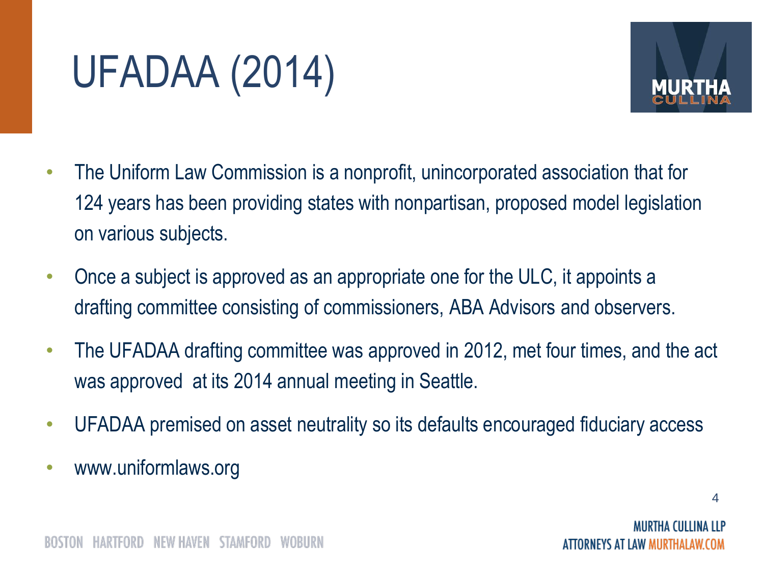# UFADAA (2014)

- The Uniform Law Commission is a nonprofit, unincorporated association that for 124 years has been providing states with nonpartisan, proposed model legislation on various subjects.
- Once a subject is approved as an appropriate one for the ULC, it appoints a drafting committee consisting of commissioners, ABA Advisors and observers.
- The UFADAA drafting committee was approved in 2012, met four times, and the act was approved at its 2014 annual meeting in Seattle.
- UFADAA premised on asset neutrality so its defaults encouraged fiduciary access
- www.uniformlaws.org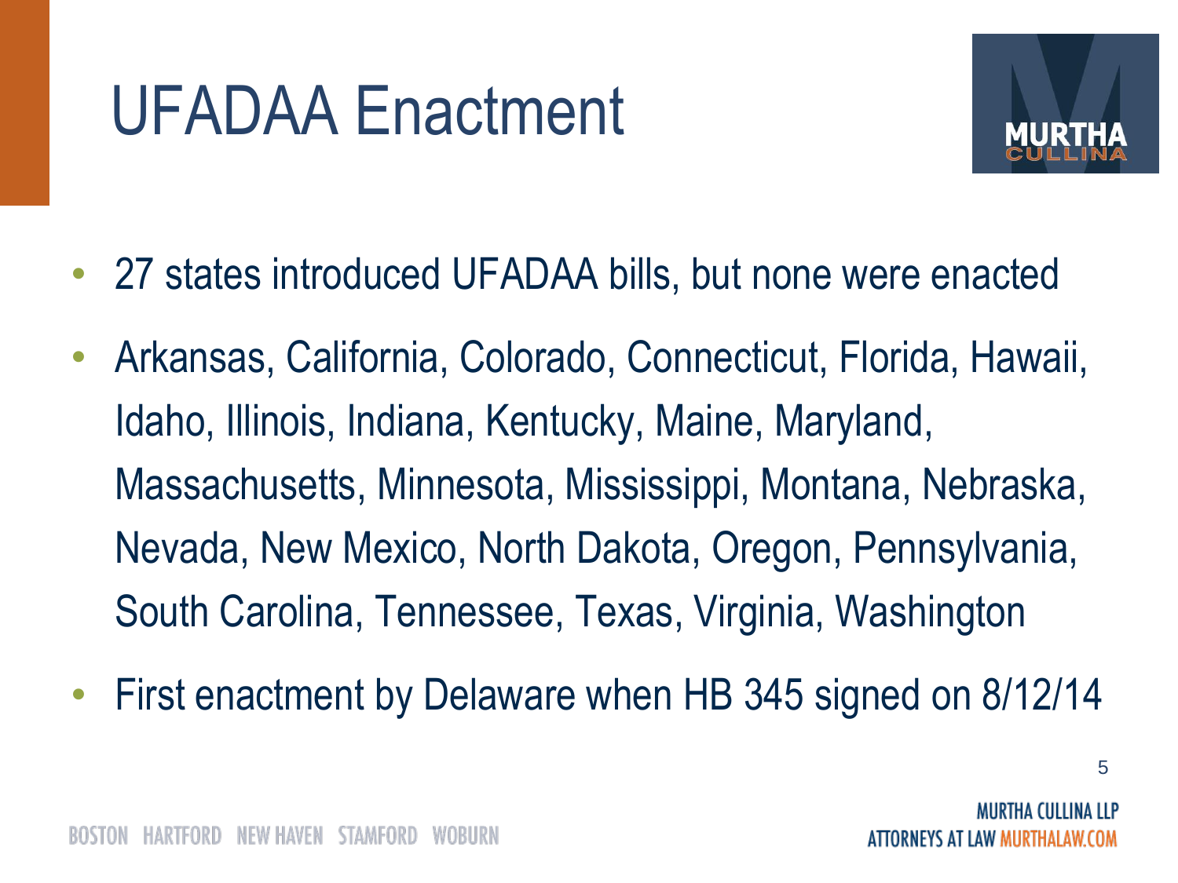# UFADAA Enactment

- 27 states introduced UFADAA bills, but none were enacted
- Arkansas, California, Colorado, Connecticut, Florida, Hawaii, Idaho, Illinois, Indiana, Kentucky, Maine, Maryland, Massachusetts, Minnesota, Mississippi, Montana, Nebraska, Nevada, New Mexico, North Dakota, Oregon, Pennsylvania, South Carolina, Tennessee, Texas, Virginia, Washington
- First enactment by Delaware when HB 345 signed on 8/12/14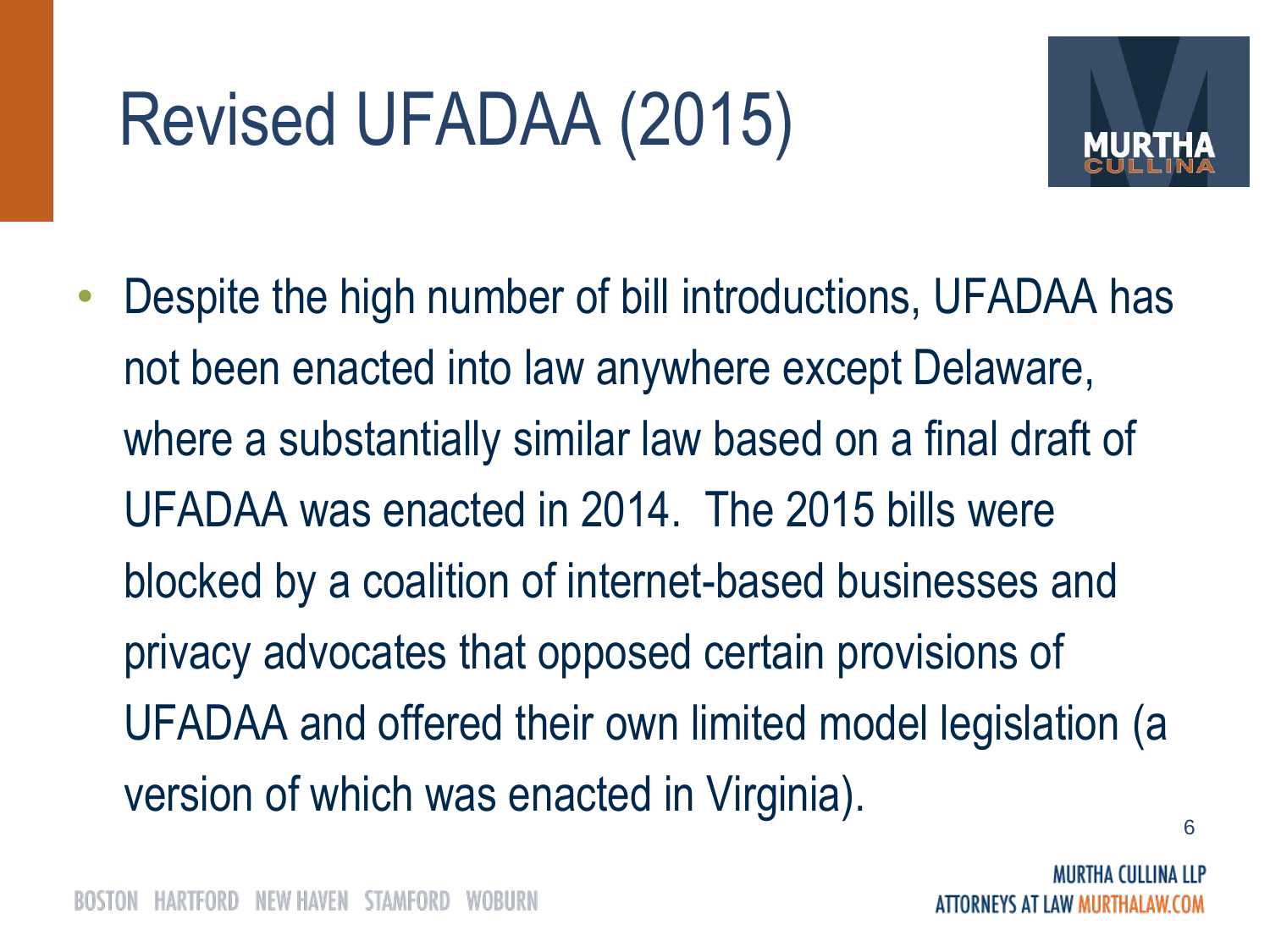# Revised UFADAA (2015)

- Despite the high number of bill introductions, UFADAA has not been enacted into law anywhere except Delaware, where a substantially similar law based on a final draft of UFADAA was enacted in 2014. The 2015 bills were blocked by a coalition of internet-based businesses and privacy advocates that opposed certain provisions of UFADAA and offered their own limited model legislation (a version of which was enacted in Virginia).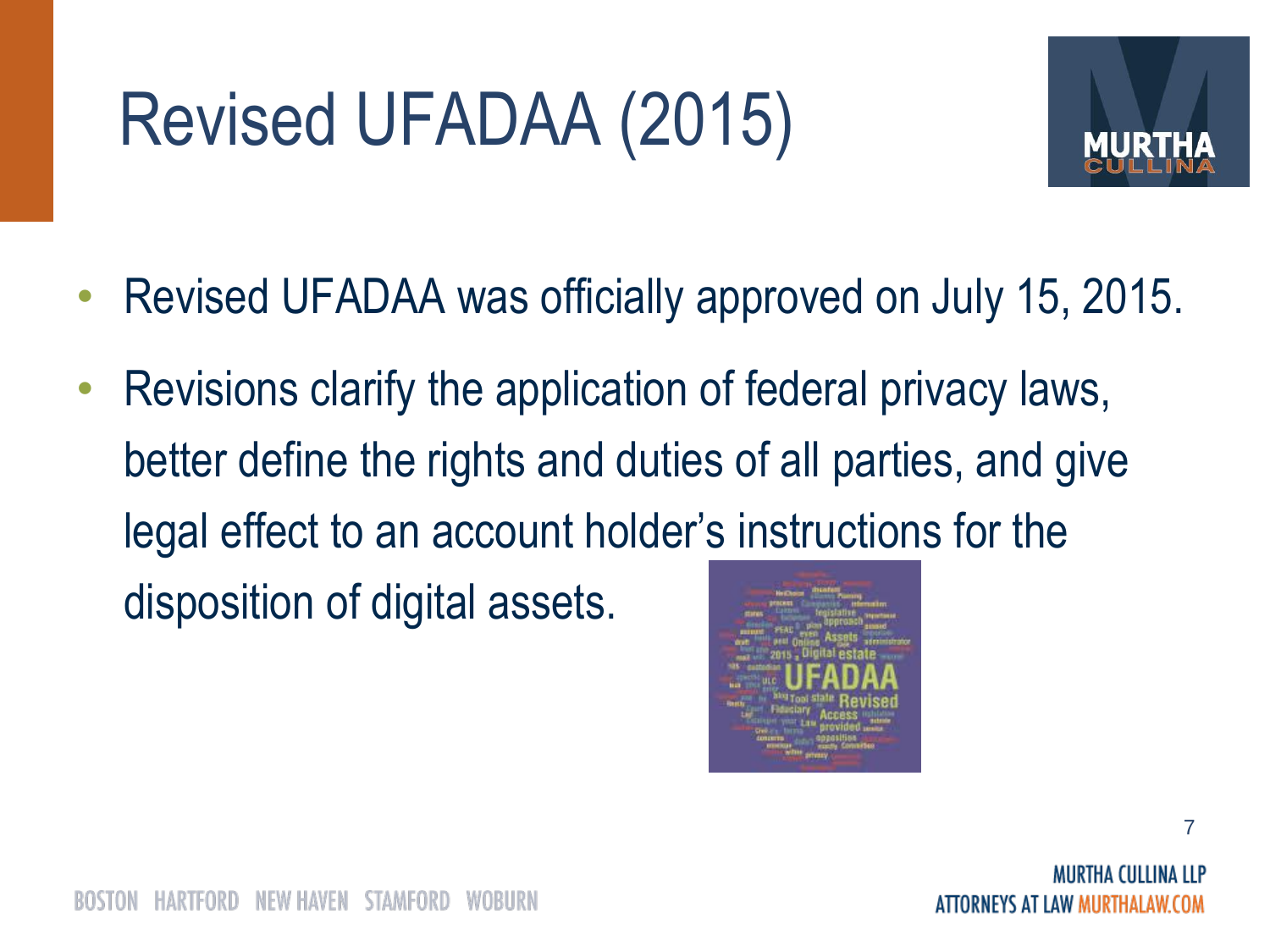# Revised UFADAA (2015)

- Revised UFADAA was officially approved on July 15, 2015.
- Revisions clarify the application of federal privacy laws, better define the rights and duties of all parties, and give legal effect to an account holder's instructions for the disposition of digital assets.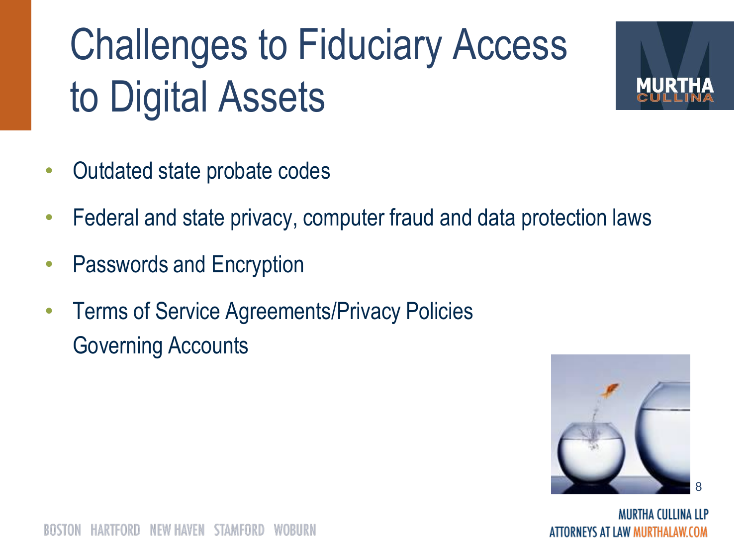# Challenges to Fiduciary Access to Digital Assets

- Outdated state probate codes
- Federal and state privacy, computer fraud and data protection laws
- Passwords and Encryption
- Terms of Service Agreements/Privacy Policies Governing Accounts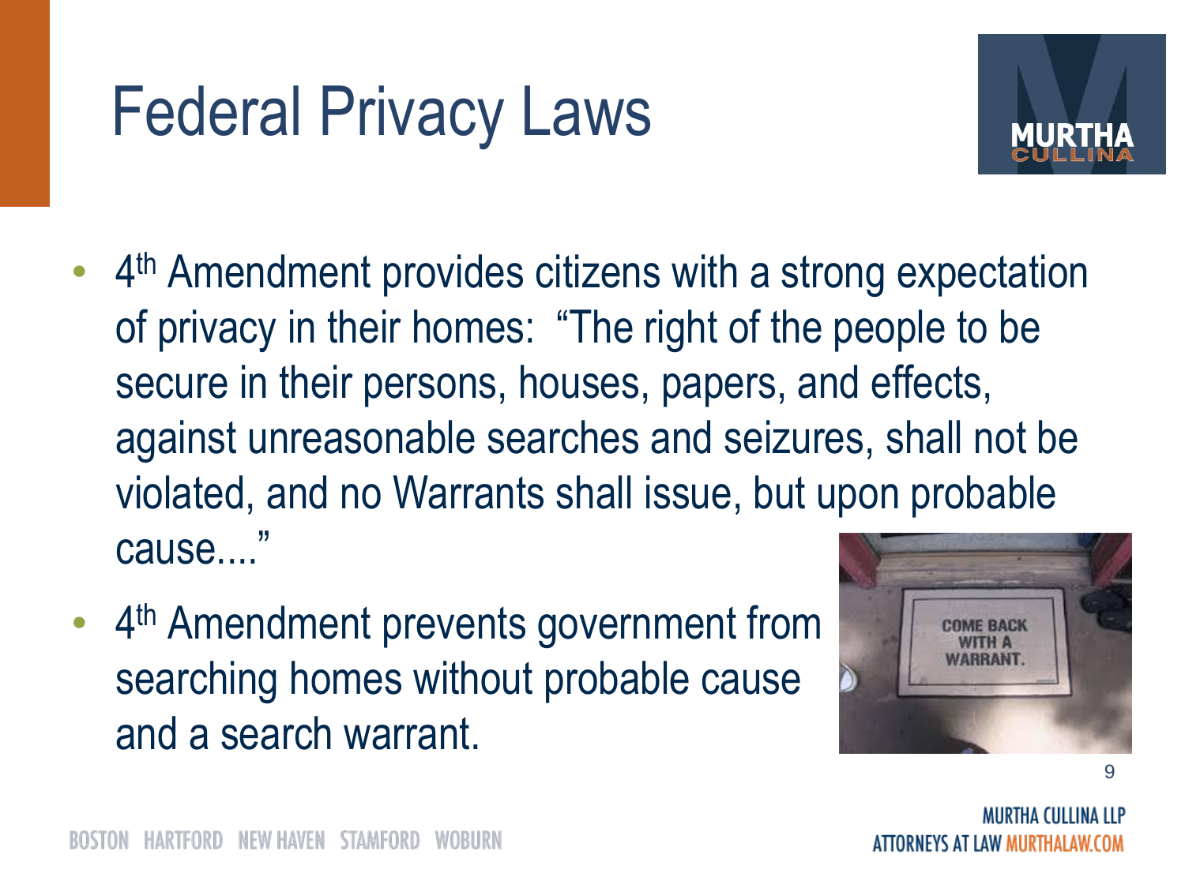# Federal Privacy Laws

- 4th Amendment provides citizens with a strong expectation of privacy in their homes: "The right of the people to be secure in their persons, houses, papers, and effects, against unreasonable searches and seizures, shall not be violated, and no Warrants shall issue, but upon probable cause...."
- 4th Amendment prevents government from searching homes without probable cause and a search warrant.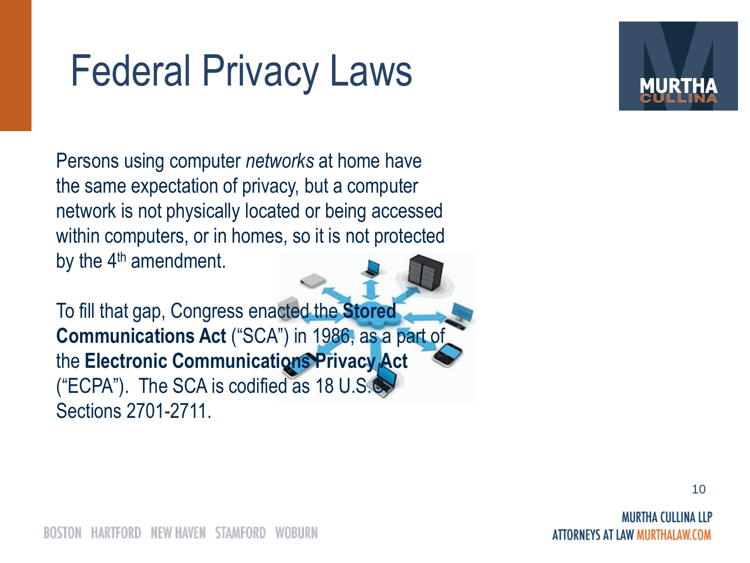# Federal Privacy Laws

Persons using computer *networks* at home have the same expectation of privacy, but a computer network is not physically located or being accessed within computers, or in homes, so it is not protected by the 4th amendment.

To fill that gap, Congress enacted the **Stored Communications Act** ("SCA") in 1986, as a part of the **Electronic Communications Privacy Act** ("ECPA"). The SCA is codified as 18 U.S.C. Sections 2701-2711.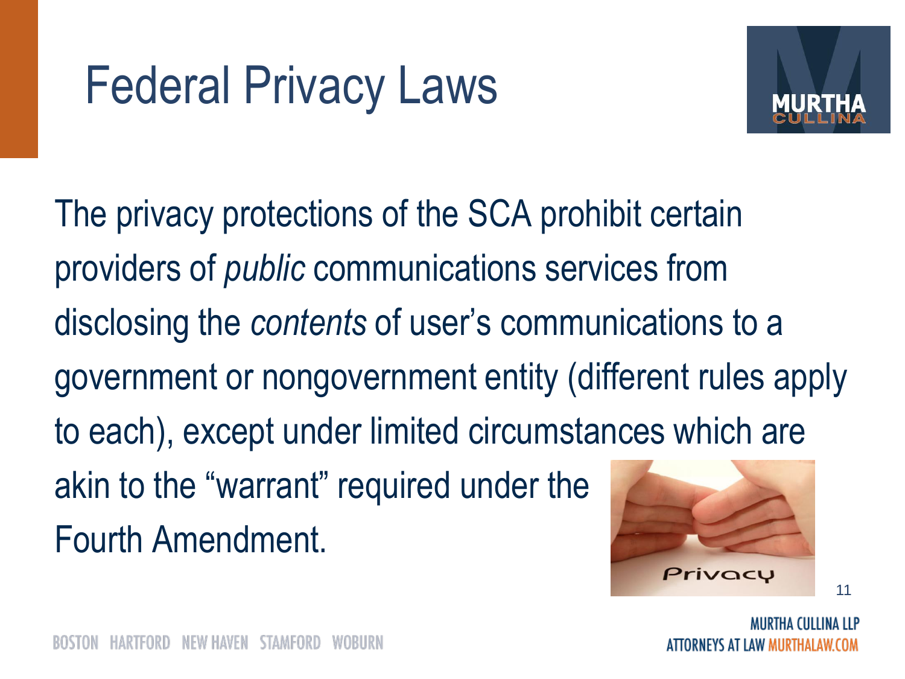# Federal Privacy Laws

The privacy protections of the SCA prohibit certain providers of *public* communications services from disclosing the *contents* of user's communications to a government or nongovernment entity (different rules apply to each), except under limited circumstances which are akin to the "warrant" required under the Fourth Amendment.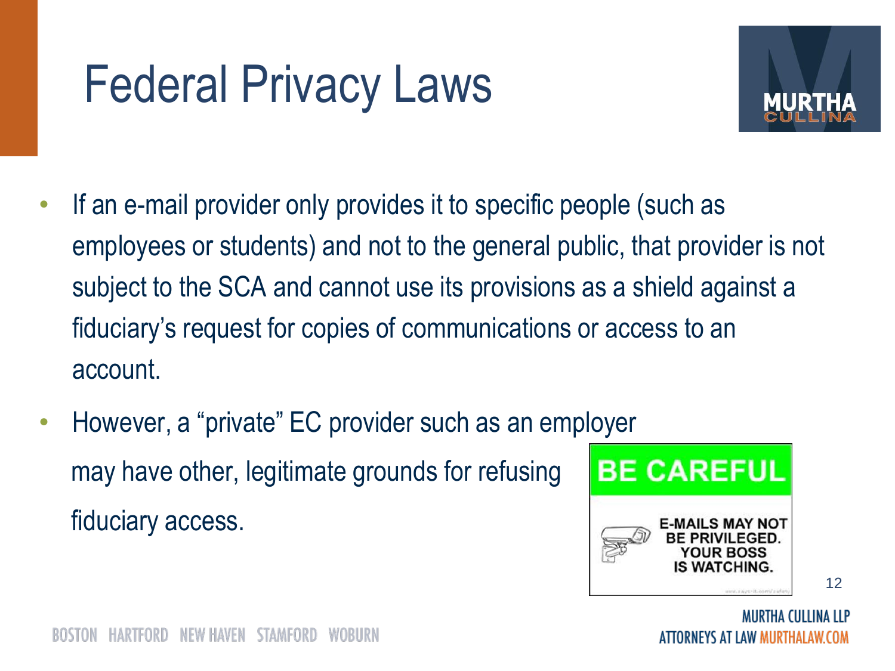# Federal Privacy Laws

- If an e-mail provider only provides it to specific people (such as employees or students) and not to the general public, that provider is not subject to the SCA and cannot use its provisions as a shield against a fiduciary's request for copies of communications or access to an account.
- However, a "private" EC provider such as an employer may have other, legitimate grounds for refusing fiduciary access.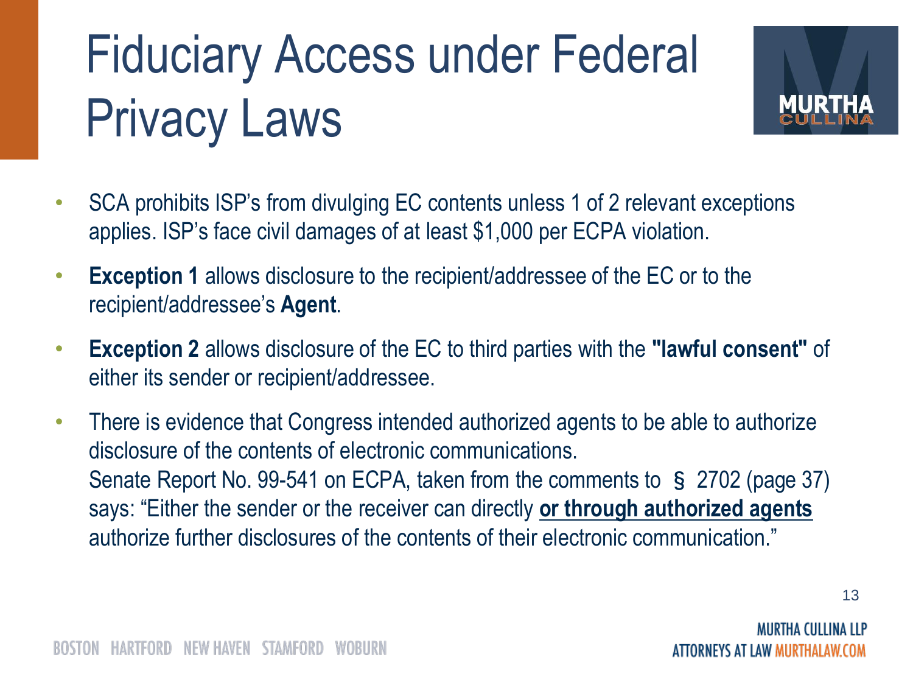# Fiduciary Access under Federal Privacy Laws

- SCA prohibits ISP's from divulging EC contents unless 1 of 2 relevant exceptions applies. ISP's face civil damages of at least $1,000 per ECPA violation.
- **Exception 1** allows disclosure to the recipient/addressee of the EC or to the recipient/addressee's **Agent**.
- **Exception 2** allows disclosure of the EC to third parties with the **"lawful consent"** of either its sender or recipient/addressee.
- There is evidence that Congress intended authorized agents to be able to authorize disclosure of the contents of electronic communications.
  Senate Report No. 99-541 on ECPA, taken from the comments to § 2702 (page 37) says: "Either the sender or the receiver can directly **<u>or through authorized agents</u>** authorize further disclosures of the contents of their electronic communication."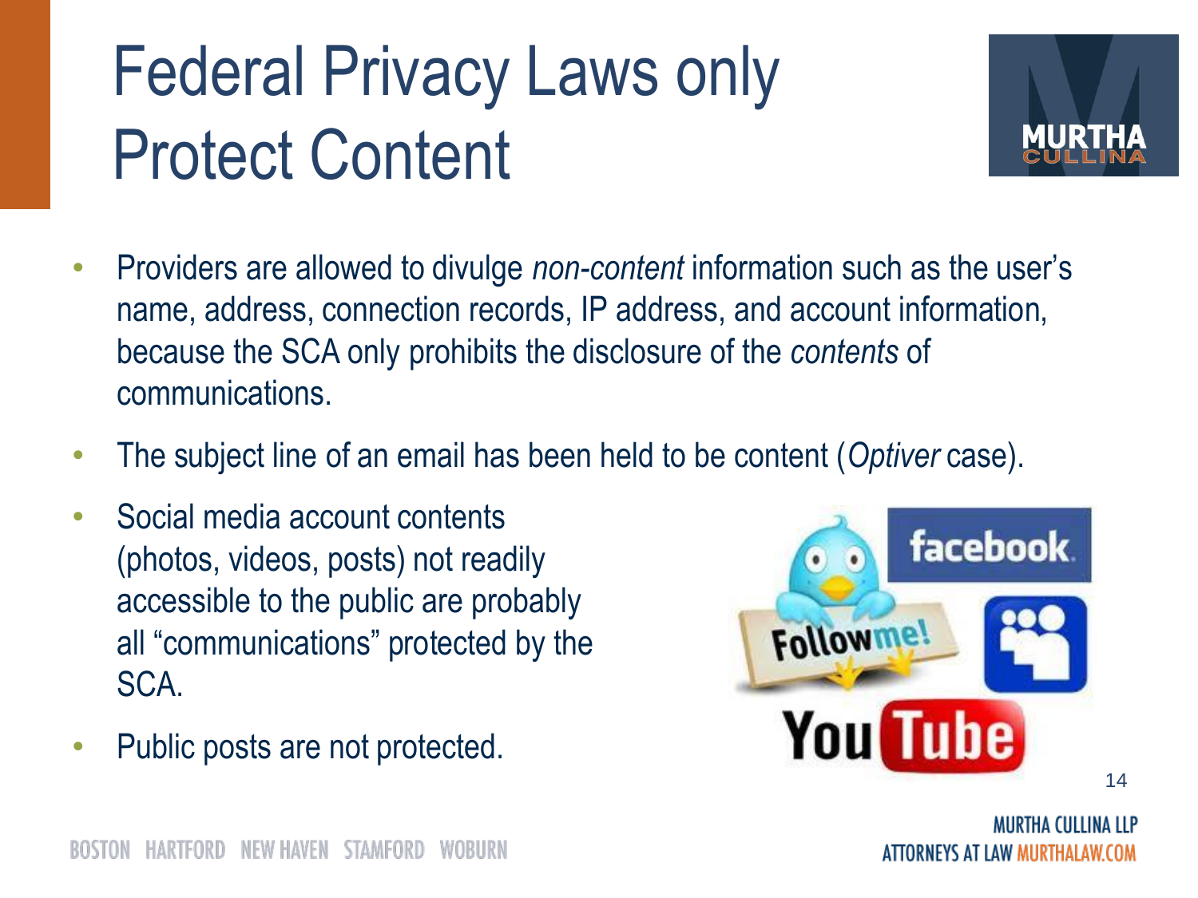# Federal Privacy Laws only Protect Content

- Providers are allowed to divulge *non-content* information such as the user's name, address, connection records, IP address, and account information, because the SCA only prohibits the disclosure of the *contents* of communications.
- The subject line of an email has been held to be content (*Optiver* case).
- Social media account contents (photos, videos, posts) not readily accessible to the public are probably all "communications" protected by the SCA.
- Public posts are not protected.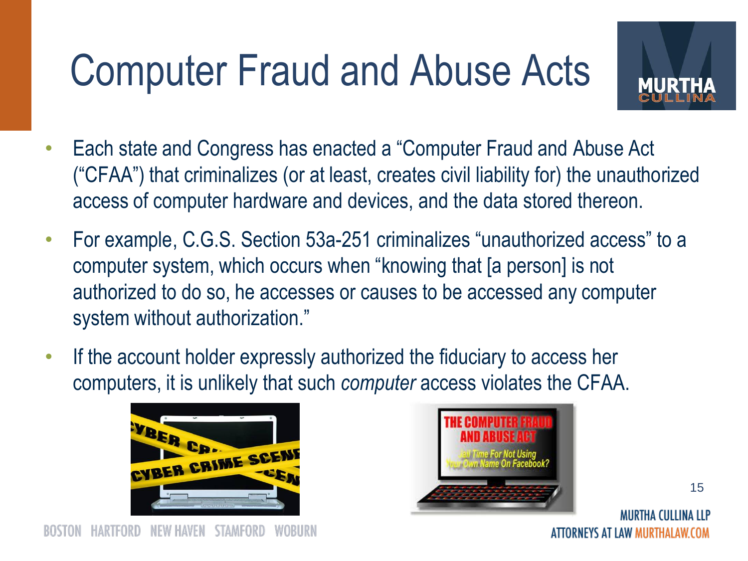# Computer Fraud and Abuse Acts

- Each state and Congress has enacted a "Computer Fraud and Abuse Act ("CFAA") that criminalizes (or at least, creates civil liability for) the unauthorized access of computer hardware and devices, and the data stored thereon.
- For example, C.G.S. Section 53a-251 criminalizes "unauthorized access" to a computer system, which occurs when "knowing that [a person] is not authorized to do so, he accesses or causes to be accessed any computer system without authorization."
- If the account holder expressly authorized the fiduciary to access her computers, it is unlikely that such *computer* access violates the CFAA.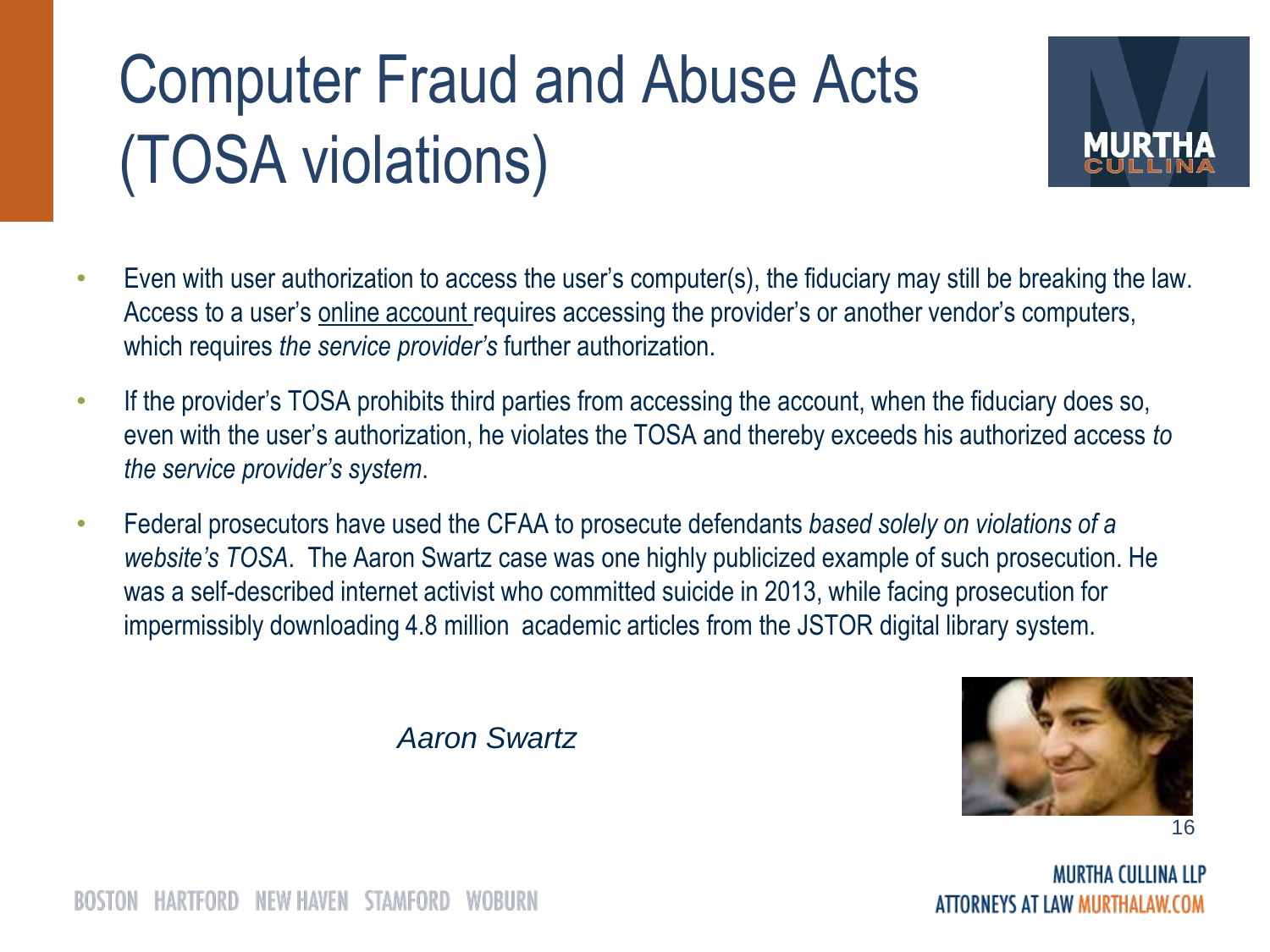# Computer Fraud and Abuse Acts (TOSA violations)

- Even with user authorization to access the user's computer(s), the fiduciary may still be breaking the law. Access to a user's <u>online account</u> requires accessing the provider's or another vendor's computers, which requires *the service provider's* further authorization.
- If the provider's TOSA prohibits third parties from accessing the account, when the fiduciary does so, even with the user's authorization, he violates the TOSA and thereby exceeds his authorized access *to the service provider's system*.
- Federal prosecutors have used the CFAA to prosecute defendants *based solely on violations of a website's TOSA*. The Aaron Swartz case was one highly publicized example of such prosecution. He was a self-described internet activist who committed suicide in 2013, while facing prosecution for impermissibly downloading 4.8 million academic articles from the JSTOR digital library system.

*Aaron Swartz*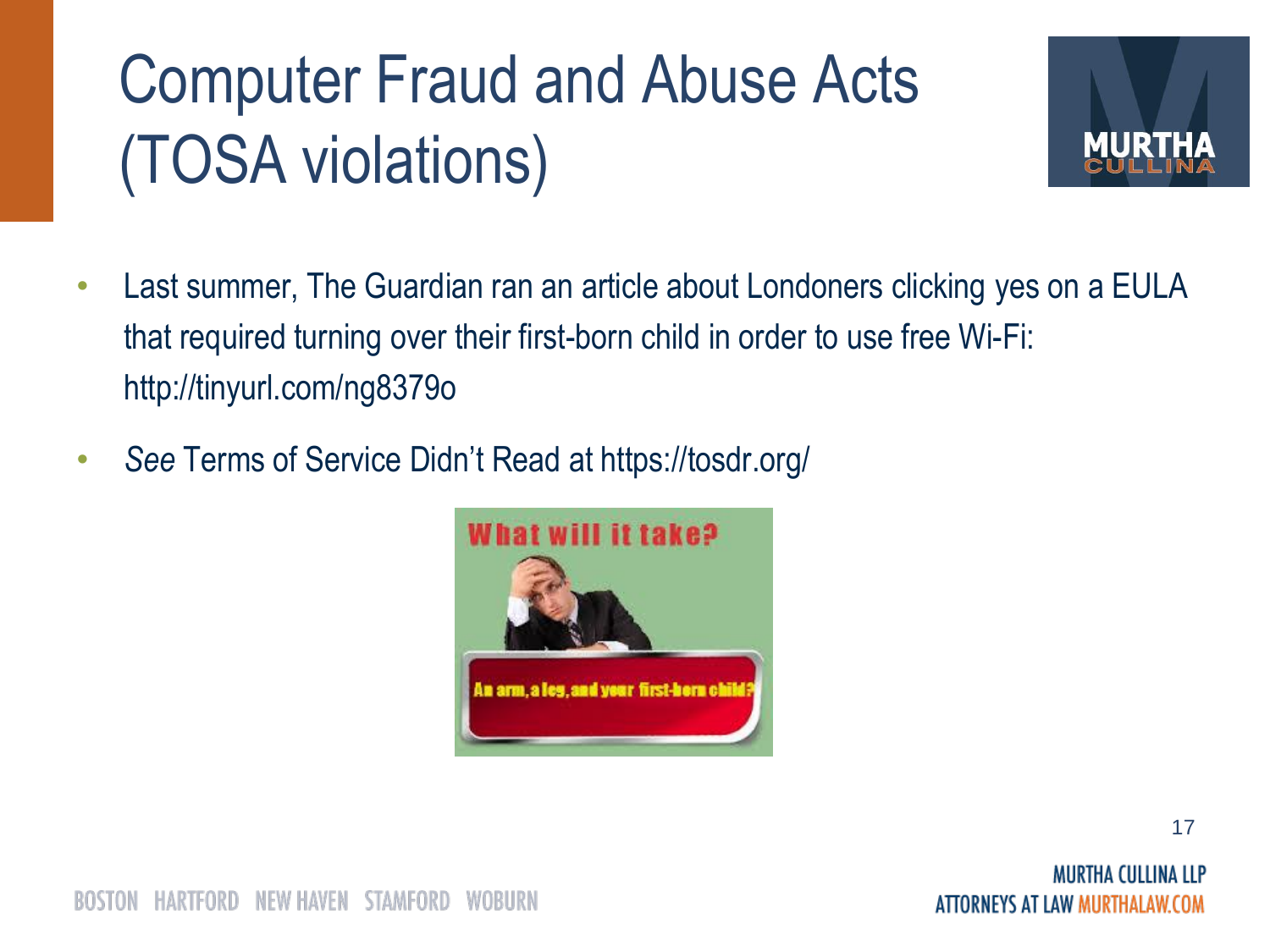# Computer Fraud and Abuse Acts (TOSA violations)

- Last summer, The Guardian ran an article about Londoners clicking yes on a EULA that required turning over their first-born child in order to use free Wi-Fi: http://tinyurl.com/ng8379o
- *See* Terms of Service Didn't Read at https://tosdr.org/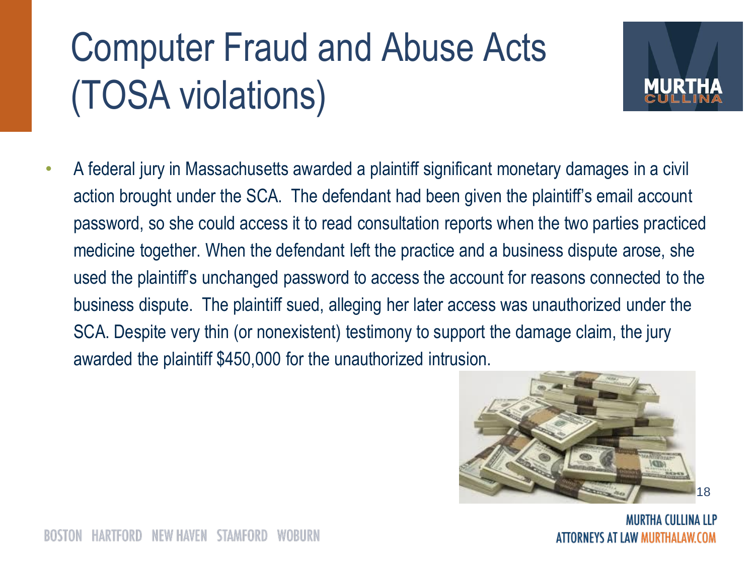# Computer Fraud and Abuse Acts (TOSA violations)

- A federal jury in Massachusetts awarded a plaintiff significant monetary damages in a civil action brought under the SCA. The defendant had been given the plaintiff's email account password, so she could access it to read consultation reports when the two parties practiced medicine together. When the defendant left the practice and a business dispute arose, she used the plaintiff's unchanged password to access the account for reasons connected to the business dispute. The plaintiff sued, alleging her later access was unauthorized under the SCA. Despite very thin (or nonexistent) testimony to support the damage claim, the jury awarded the plaintiff $450,000 for the unauthorized intrusion.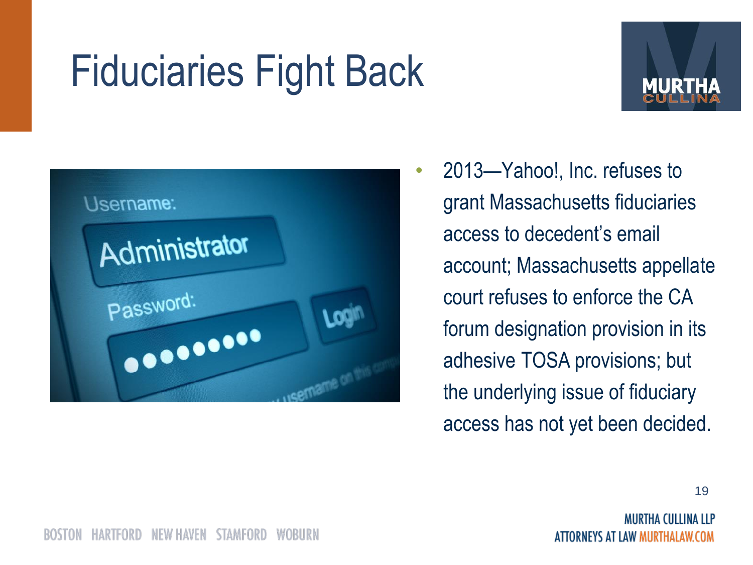# Fiduciaries Fight Back

- 2013—Yahoo!, Inc. refuses to grant Massachusetts fiduciaries access to decedent's email account; Massachusetts appellate court refuses to enforce the CA forum designation provision in its adhesive TOSA provisions; but the underlying issue of fiduciary access has not yet been decided.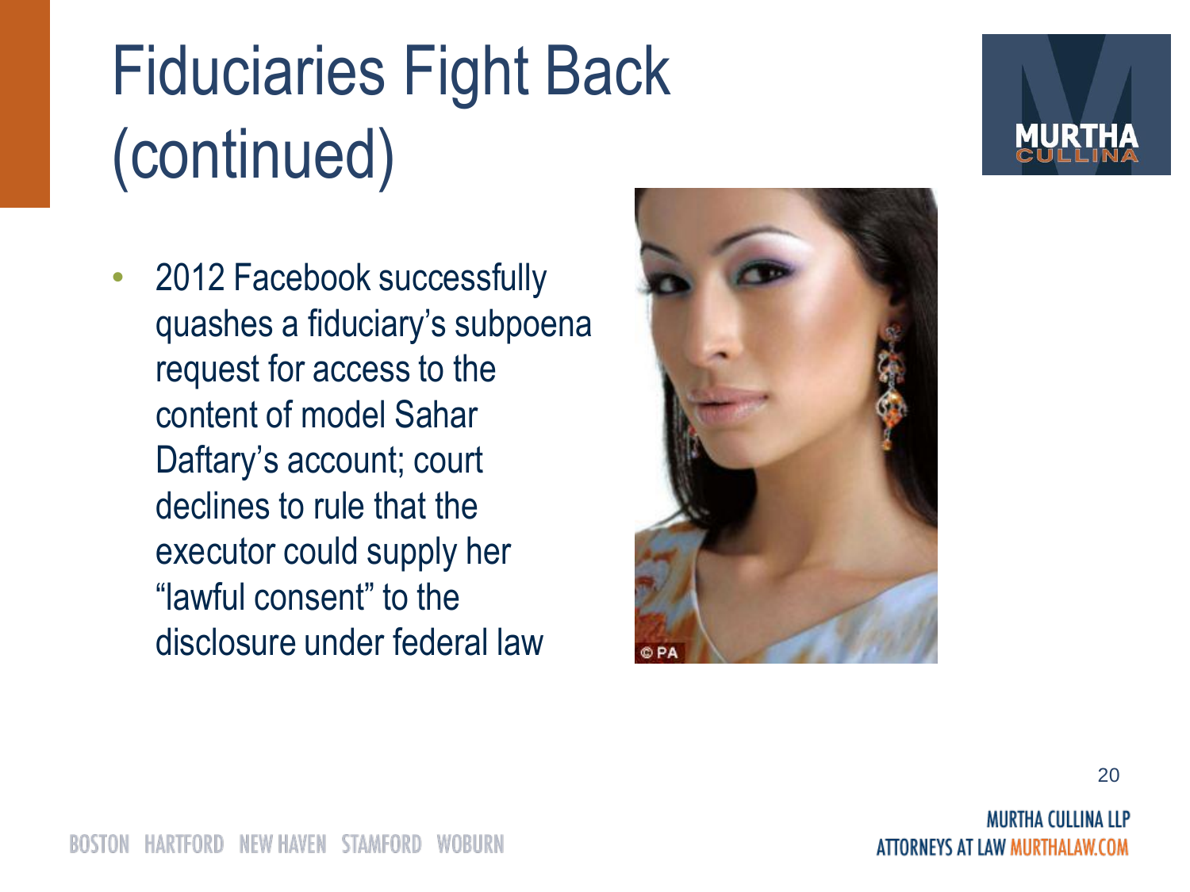# Fiduciaries Fight Back (continued)

- 2012 Facebook successfully quashes a fiduciary's subpoena request for access to the content of model Sahar Daftary's account; court declines to rule that the executor could supply her "lawful consent" to the disclosure under federal law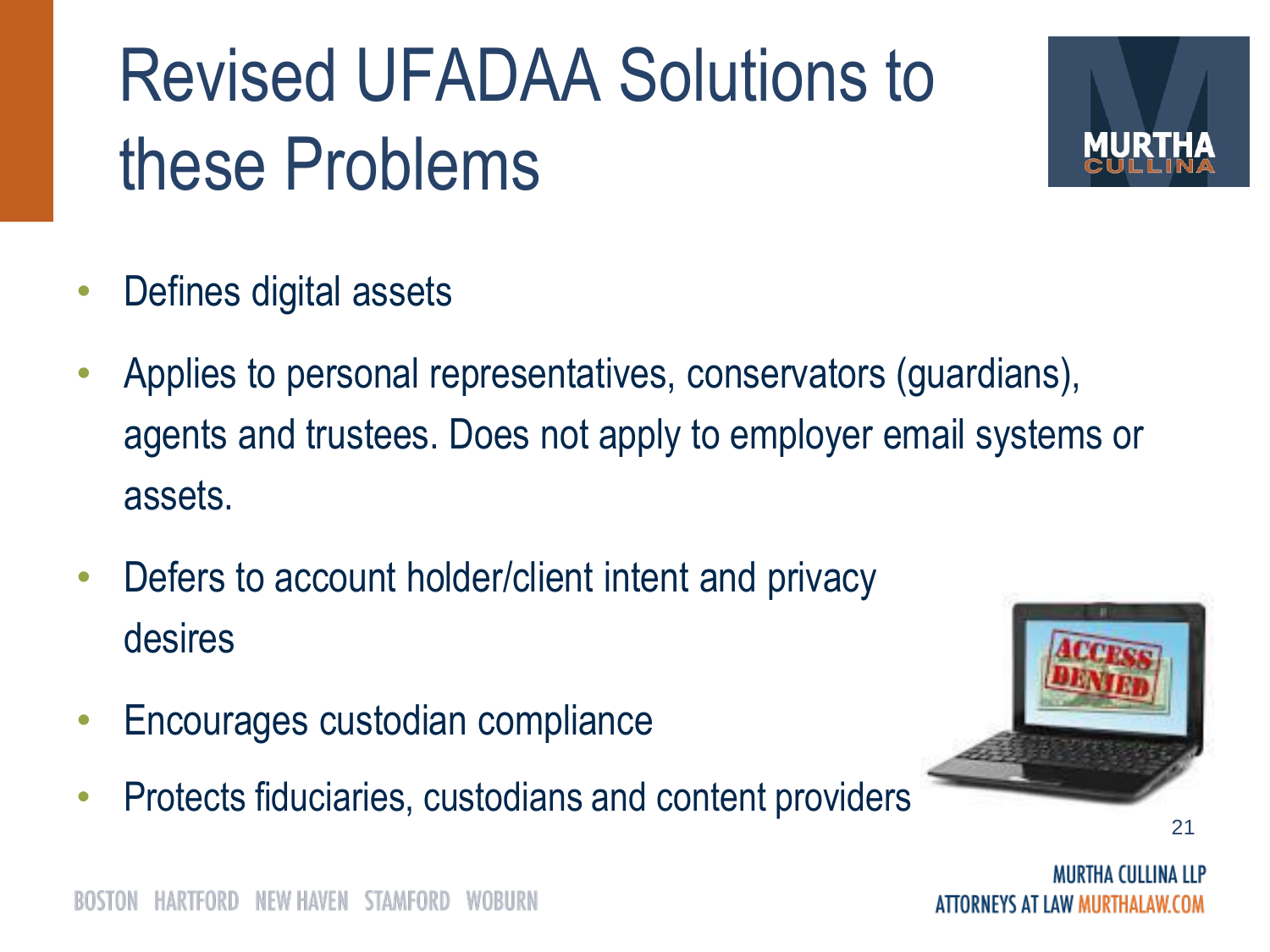# Revised UFADAA Solutions to these Problems

- Defines digital assets
- Applies to personal representatives, conservators (guardians), agents and trustees. Does not apply to employer email systems or assets.
- Defers to account holder/client intent and privacy desires
- Encourages custodian compliance
- Protects fiduciaries, custodians and content providers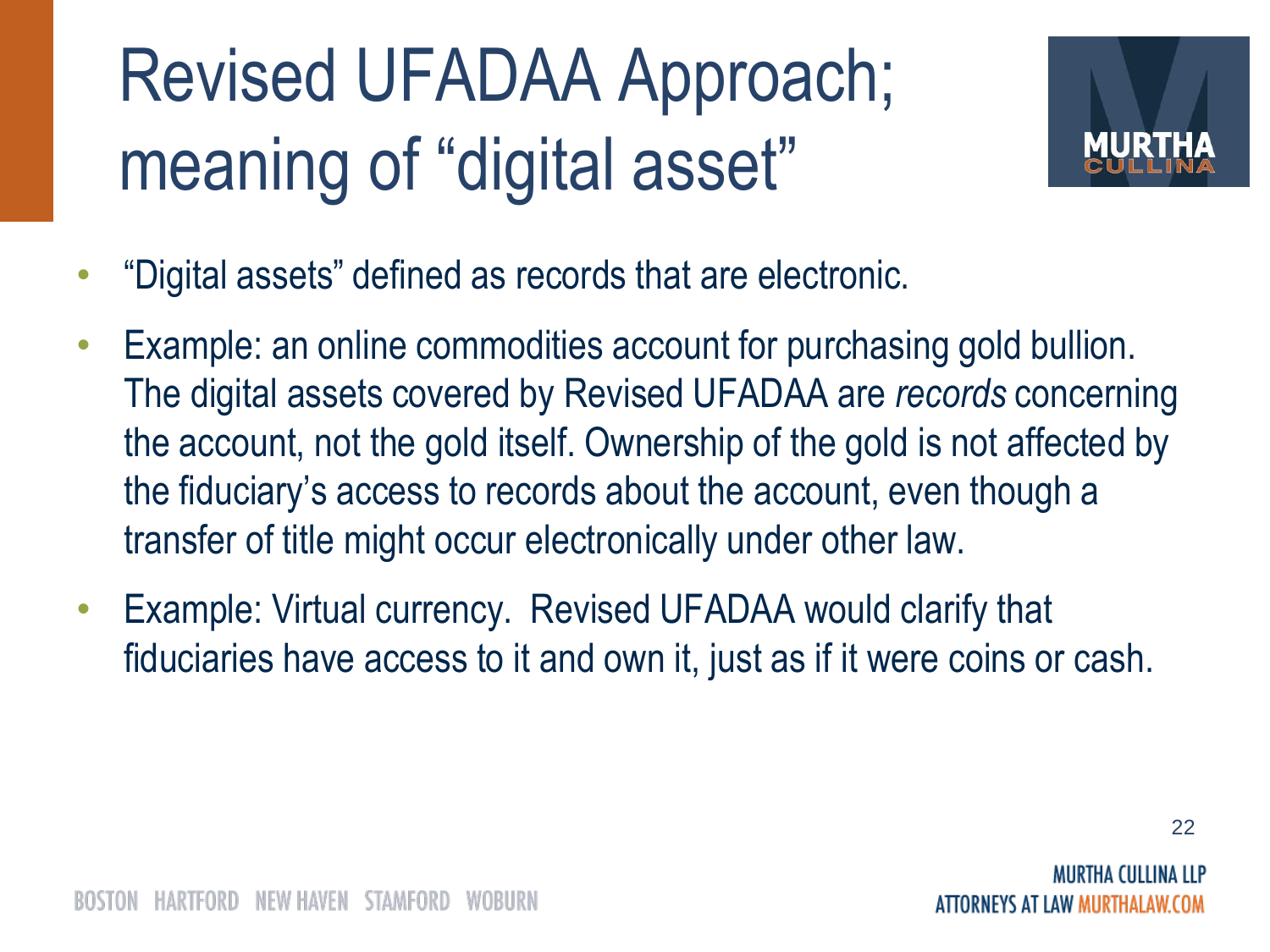# Revised UFADAA Approach; meaning of "digital asset"

- "Digital assets" defined as records that are electronic.
- Example: an online commodities account for purchasing gold bullion. The digital assets covered by Revised UFADAA are *records* concerning the account, not the gold itself. Ownership of the gold is not affected by the fiduciary's access to records about the account, even though a transfer of title might occur electronically under other law.
- Example: Virtual currency. Revised UFADAA would clarify that fiduciaries have access to it and own it, just as if it were coins or cash.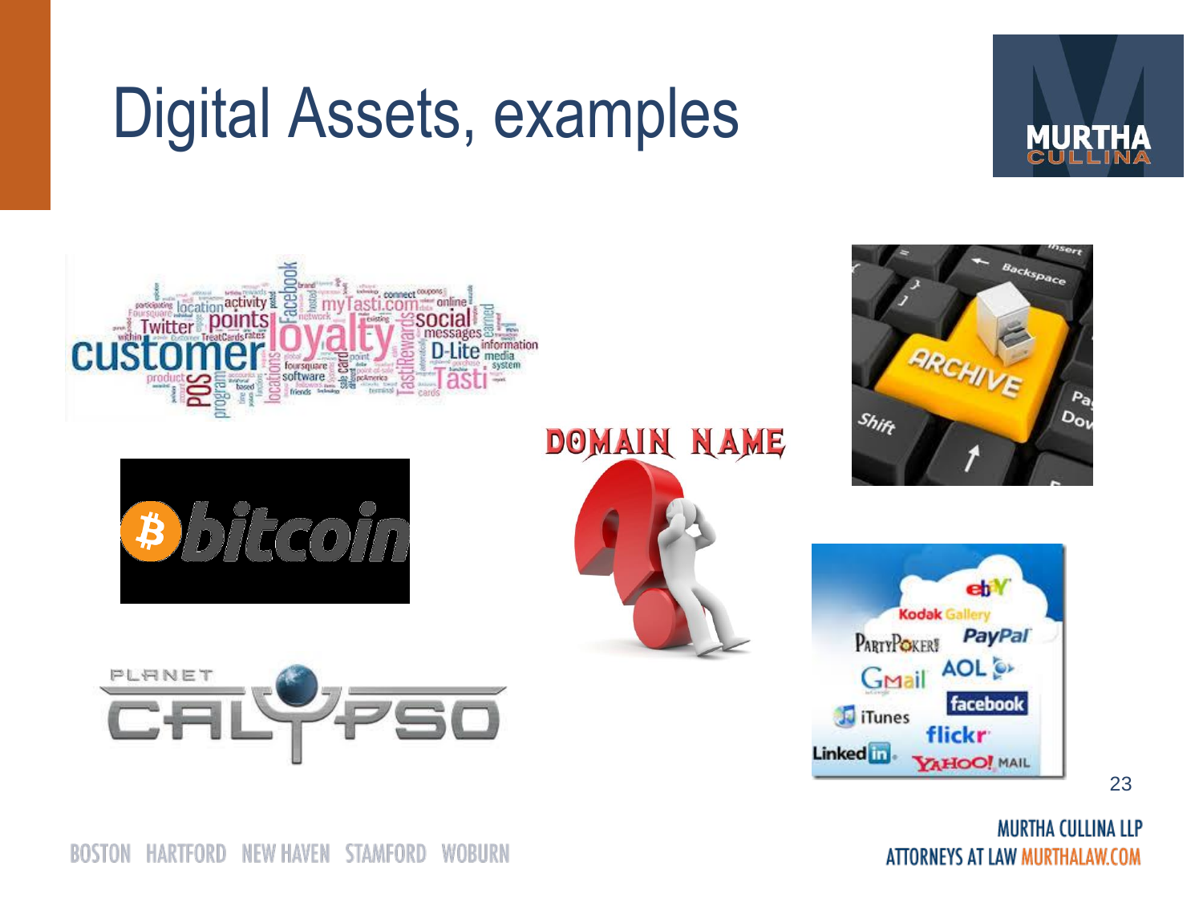# Digital Assets, examples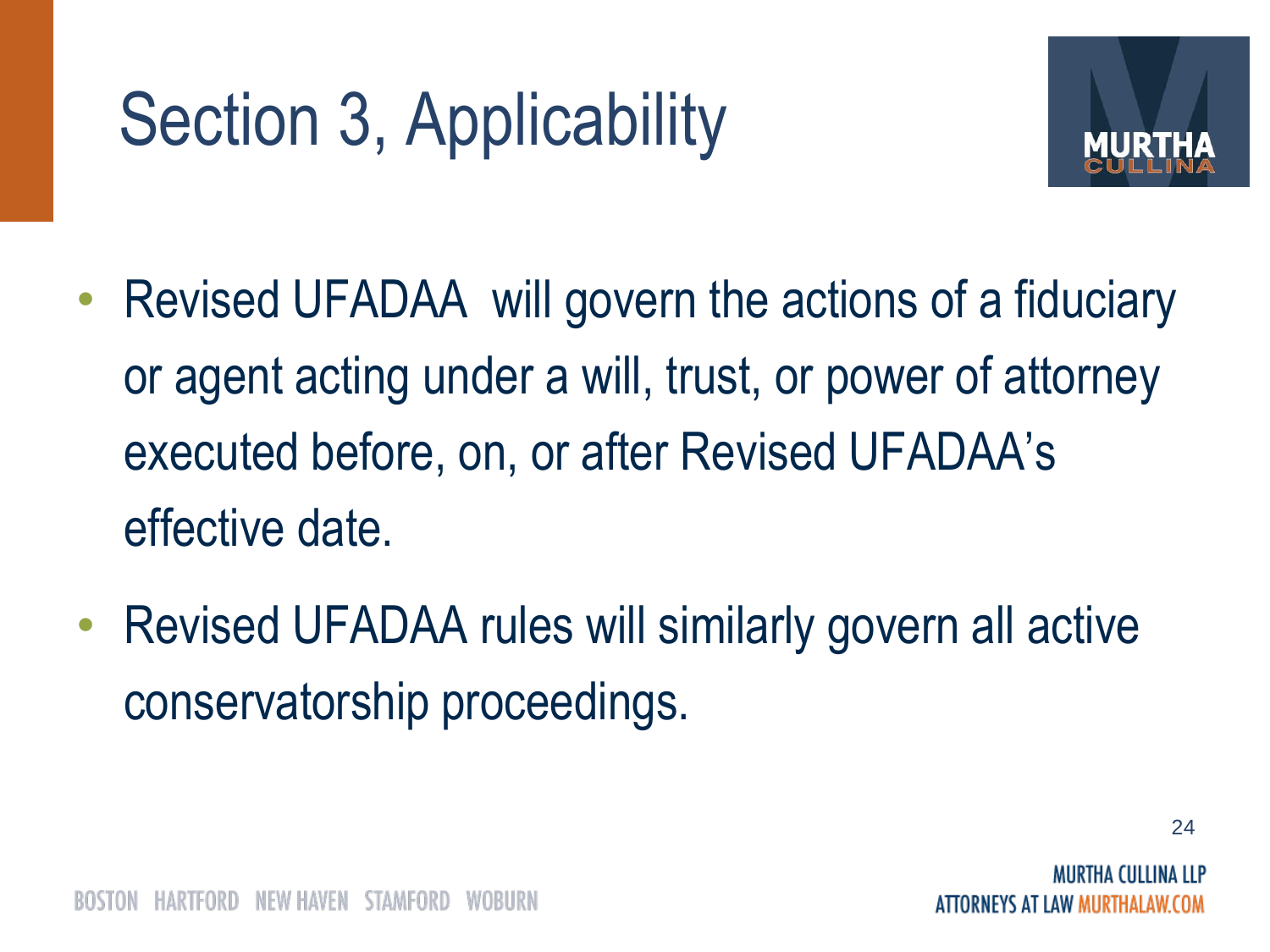# Section 3, Applicability

- Revised UFADAA will govern the actions of a fiduciary or agent acting under a will, trust, or power of attorney executed before, on, or after Revised UFADAA's effective date.
- Revised UFADAA rules will similarly govern all active conservatorship proceedings.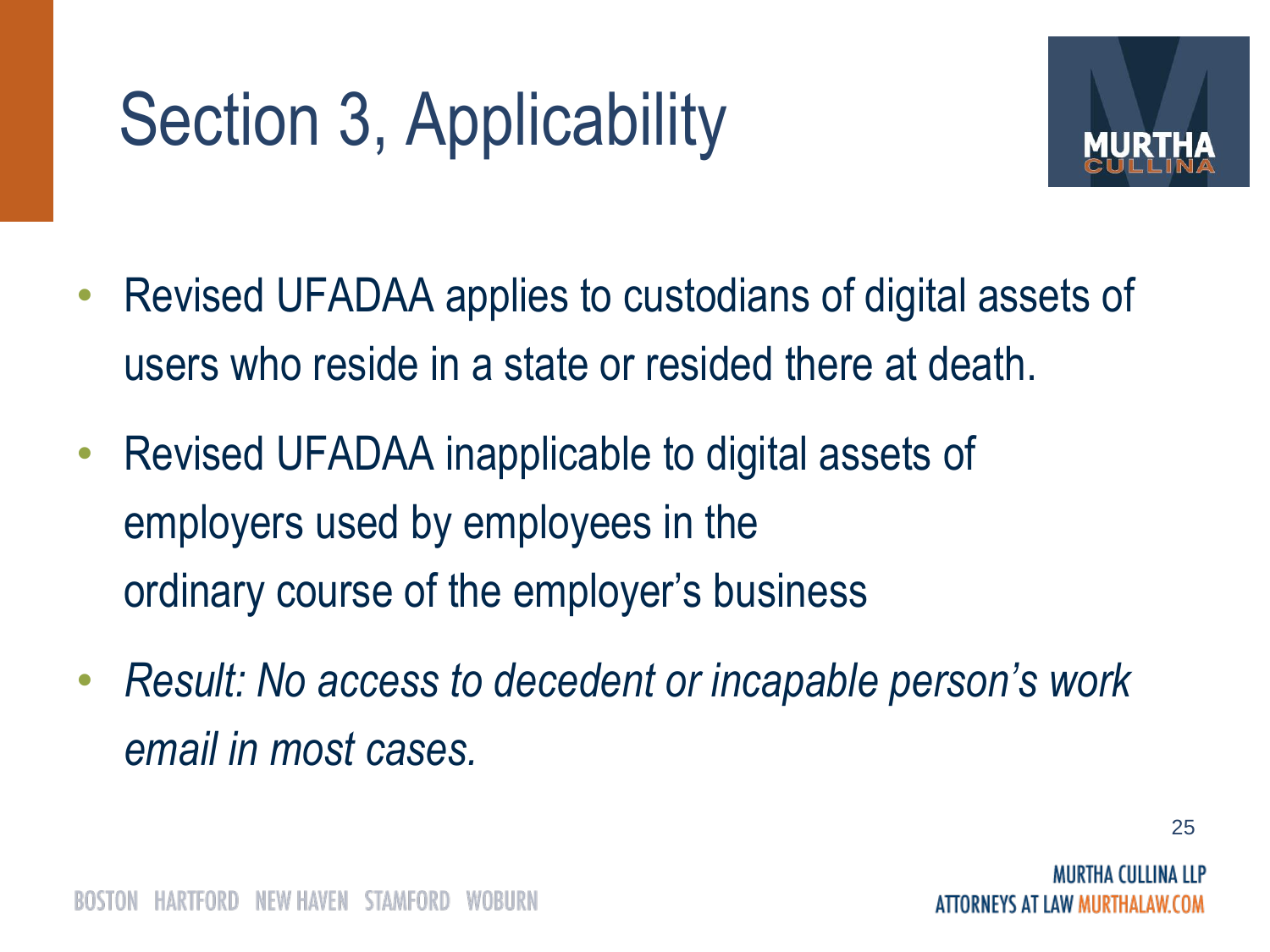# Section 3, Applicability

- Revised UFADAA applies to custodians of digital assets of users who reside in a state or resided there at death.
- Revised UFADAA inapplicable to digital assets of employers used by employees in the ordinary course of the employer's business
- *Result: No access to decedent or incapable person's work email in most cases.*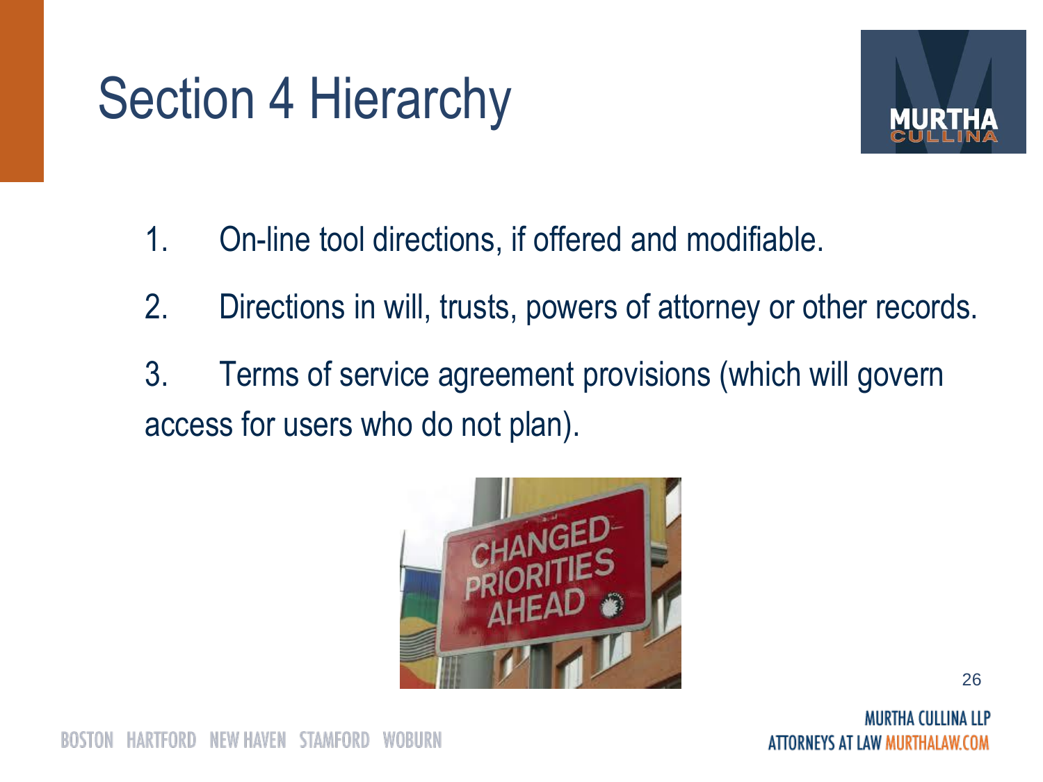# Section 4 Hierarchy

1. On-line tool directions, if offered and modifiable.
2. Directions in will, trusts, powers of attorney or other records.
3. Terms of service agreement provisions (which will govern access for users who do not plan).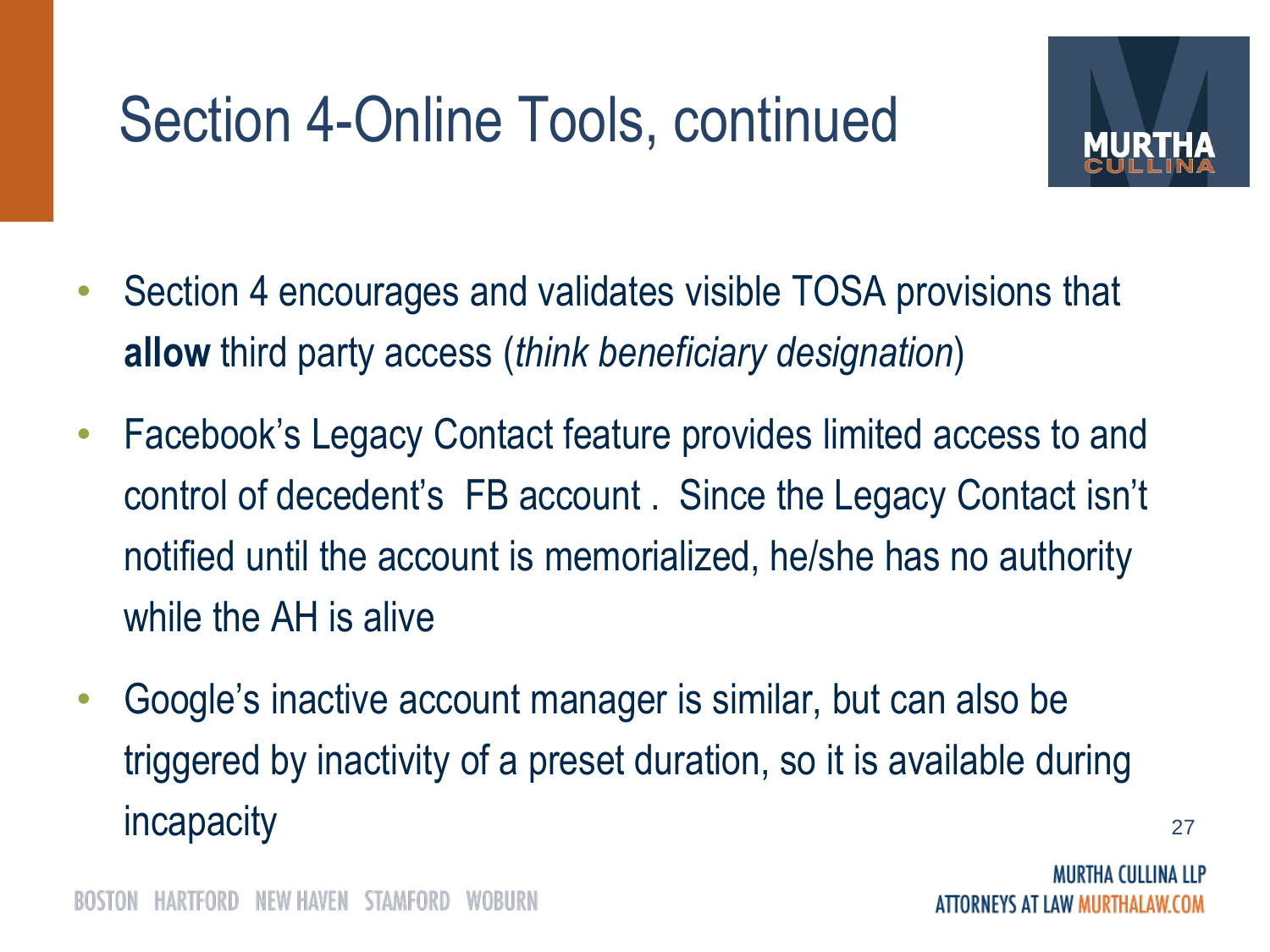# Section 4-Online Tools, continued

- Section 4 encourages and validates visible TOSA provisions that **allow** third party access (*think beneficiary designation*)
- Facebook's Legacy Contact feature provides limited access to and control of decedent's FB account . Since the Legacy Contact isn't notified until the account is memorialized, he/she has no authority while the AH is alive
- Google's inactive account manager is similar, but can also be triggered by inactivity of a preset duration, so it is available during incapacity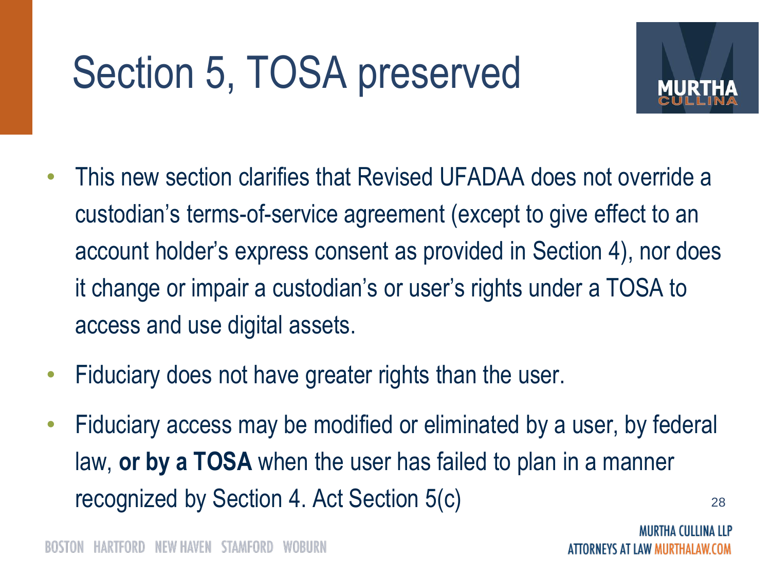# Section 5, TOSA preserved

- This new section clarifies that Revised UFADAA does not override a custodian's terms-of-service agreement (except to give effect to an account holder's express consent as provided in Section 4), nor does it change or impair a custodian's or user's rights under a TOSA to access and use digital assets.
- Fiduciary does not have greater rights than the user.
- Fiduciary access may be modified or eliminated by a user, by federal law, **or by a TOSA** when the user has failed to plan in a manner recognized by Section 4. Act Section 5(c)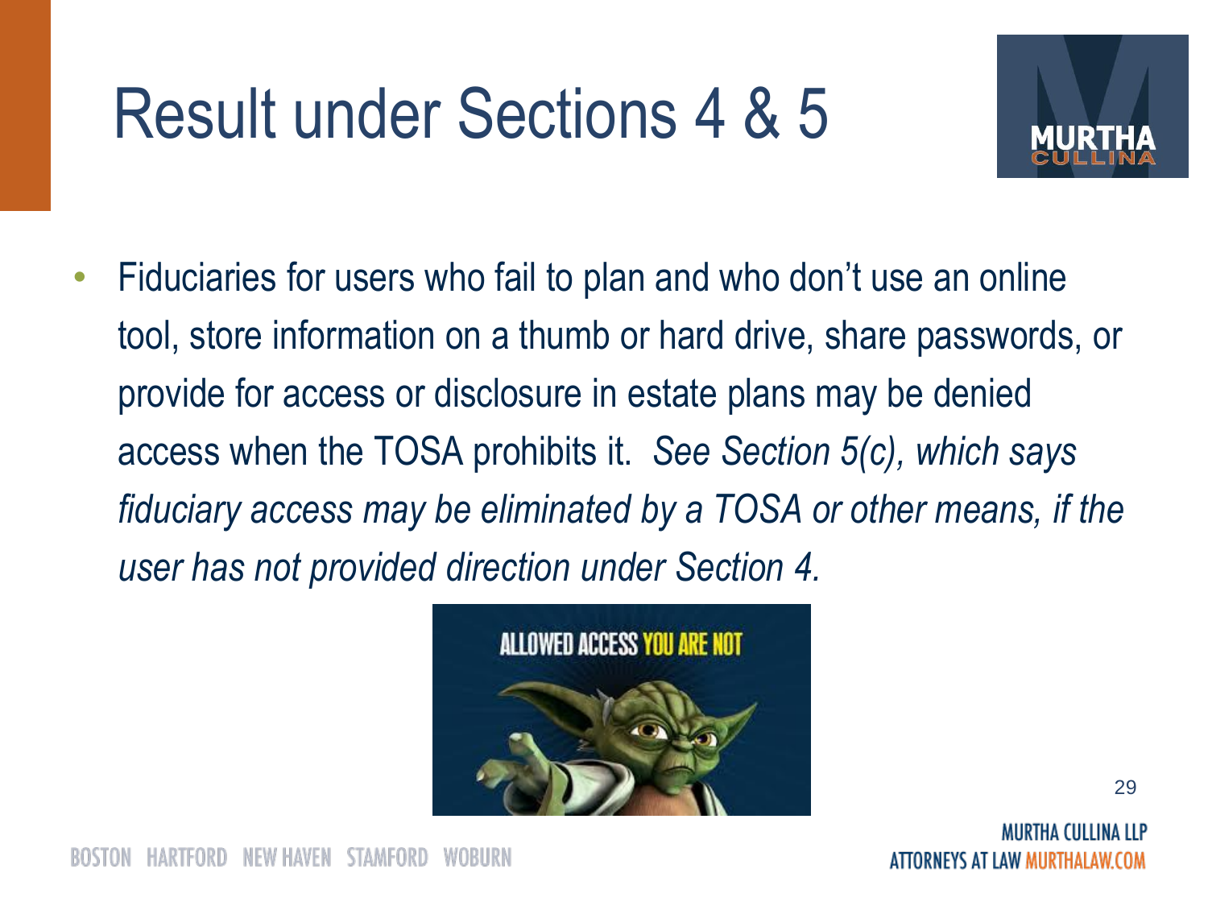# Result under Sections 4 & 5

- Fiduciaries for users who fail to plan and who don't use an online tool, store information on a thumb or hard drive, share passwords, or provide for access or disclosure in estate plans may be denied access when the TOSA prohibits it. *See Section 5(c), which says fiduciary access may be eliminated by a TOSA or other means, if the user has not provided direction under Section 4.*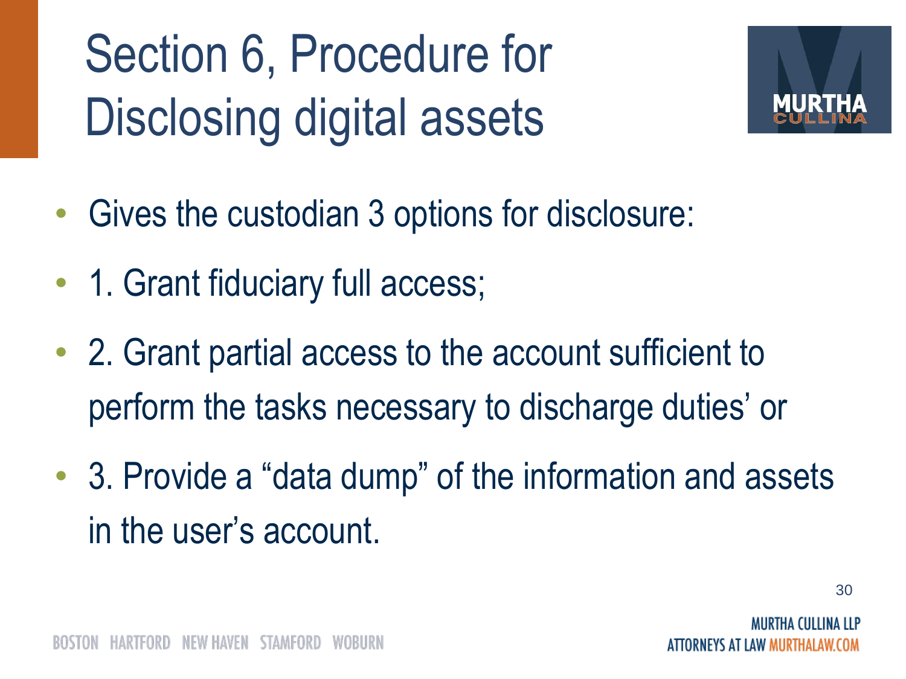# Section 6, Procedure for Disclosing digital assets

- Gives the custodian 3 options for disclosure:
- 1. Grant fiduciary full access;
- 2. Grant partial access to the account sufficient to perform the tasks necessary to discharge duties' or
- 3. Provide a "data dump" of the information and assets in the user's account.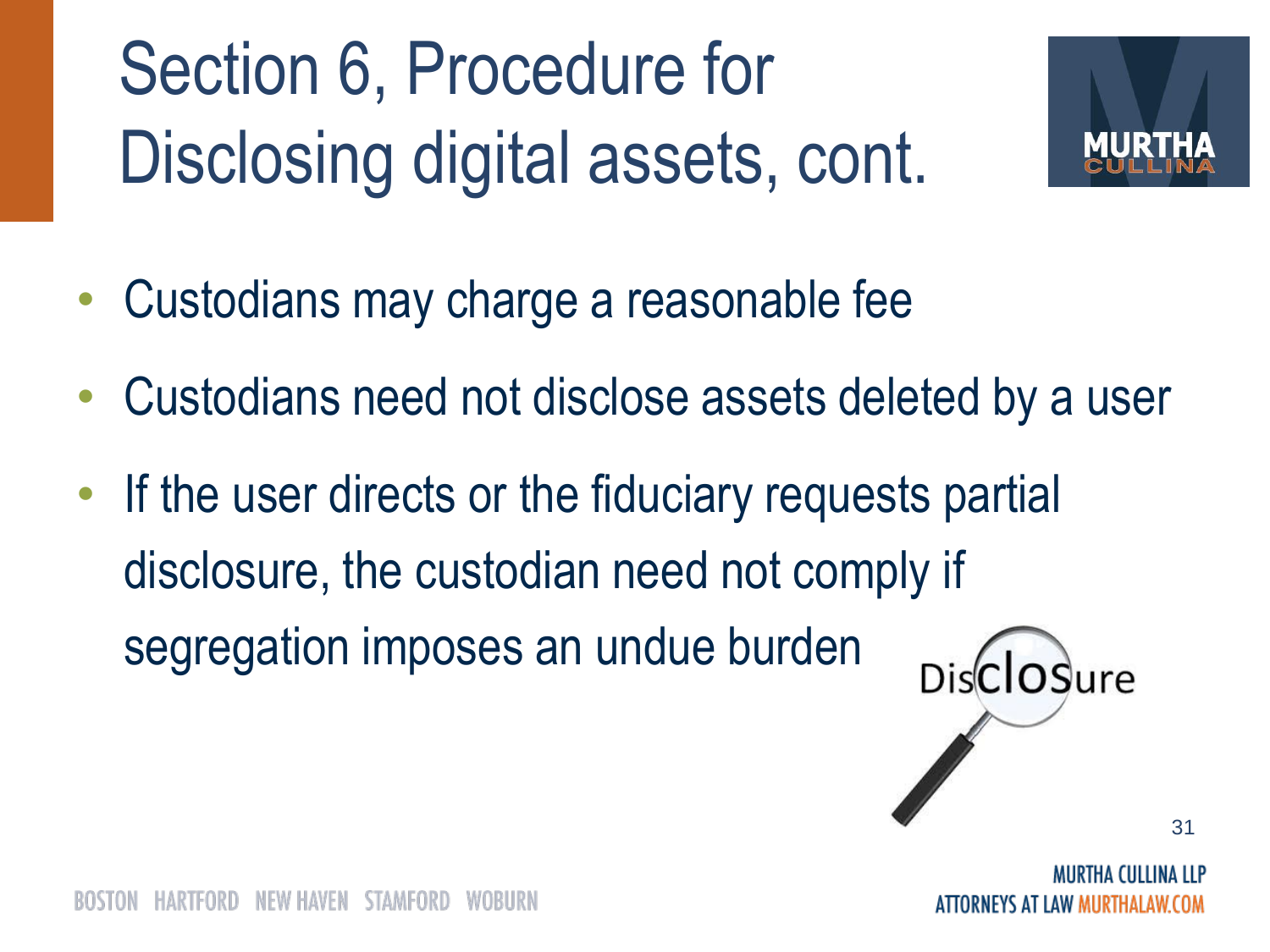# Section 6, Procedure for Disclosing digital assets, cont.

- Custodians may charge a reasonable fee
- Custodians need not disclose assets deleted by a user
- If the user directs or the fiduciary requests partial disclosure, the custodian need not comply if segregation imposes an undue burden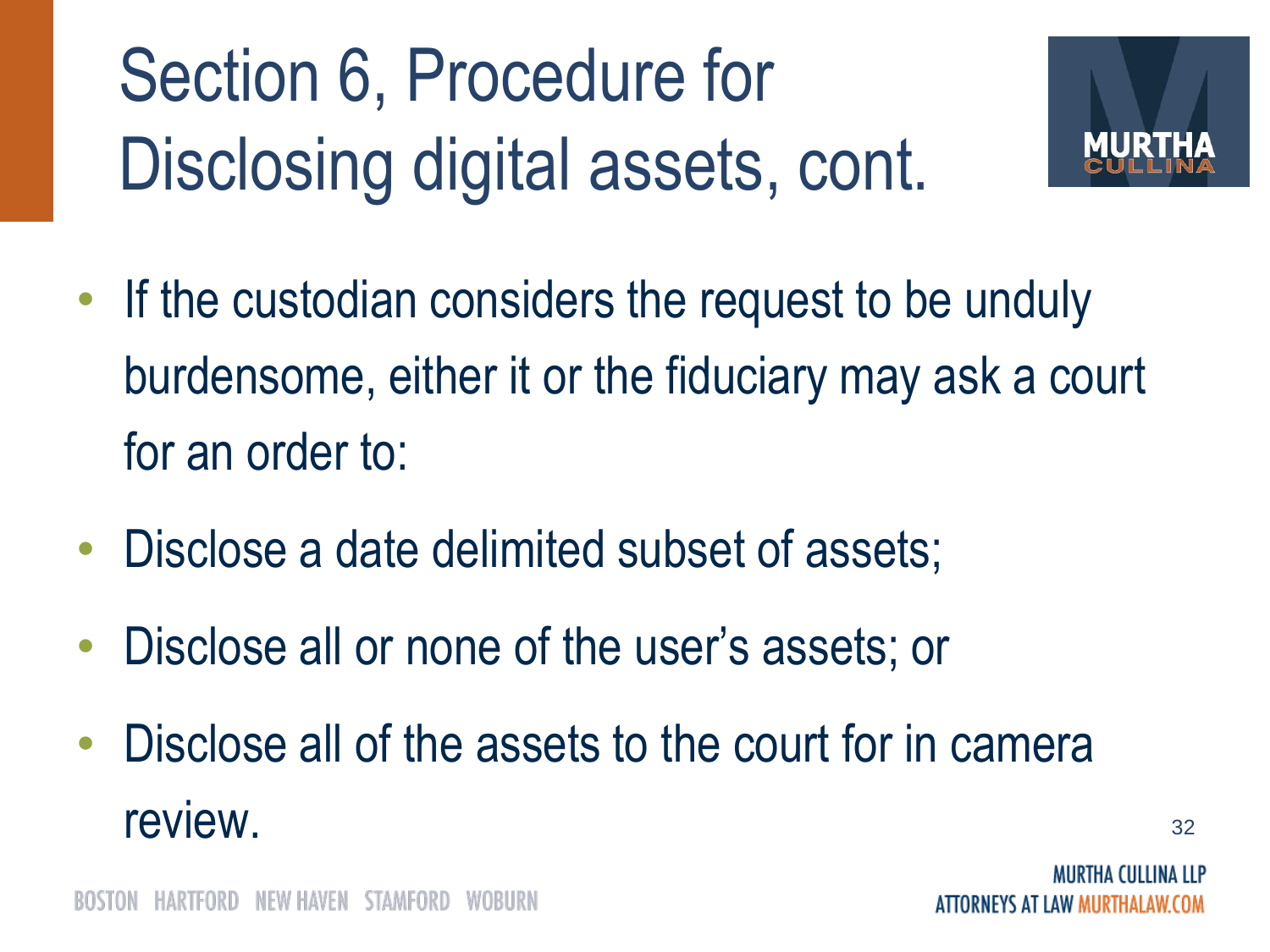# Section 6, Procedure for Disclosing digital assets, cont.

- If the custodian considers the request to be unduly burdensome, either it or the fiduciary may ask a court for an order to:
- Disclose a date delimited subset of assets;
- Disclose all or none of the user's assets; or
- Disclose all of the assets to the court for in camera review.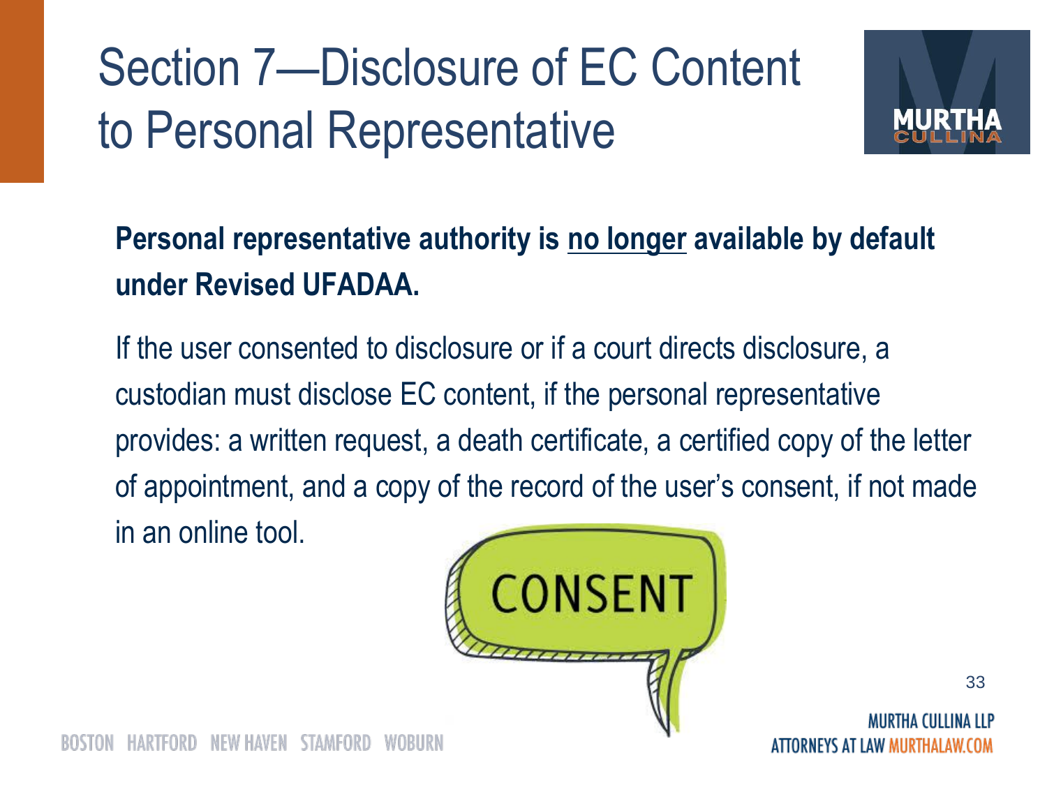# Section 7—Disclosure of EC Content to Personal Representative

**Personal representative authority is <u>no longer</u> available by default under Revised UFADAA.**

If the user consented to disclosure or if a court directs disclosure, a custodian must disclose EC content, if the personal representative provides: a written request, a death certificate, a certified copy of the letter of appointment, and a copy of the record of the user's consent, if not made in an online tool.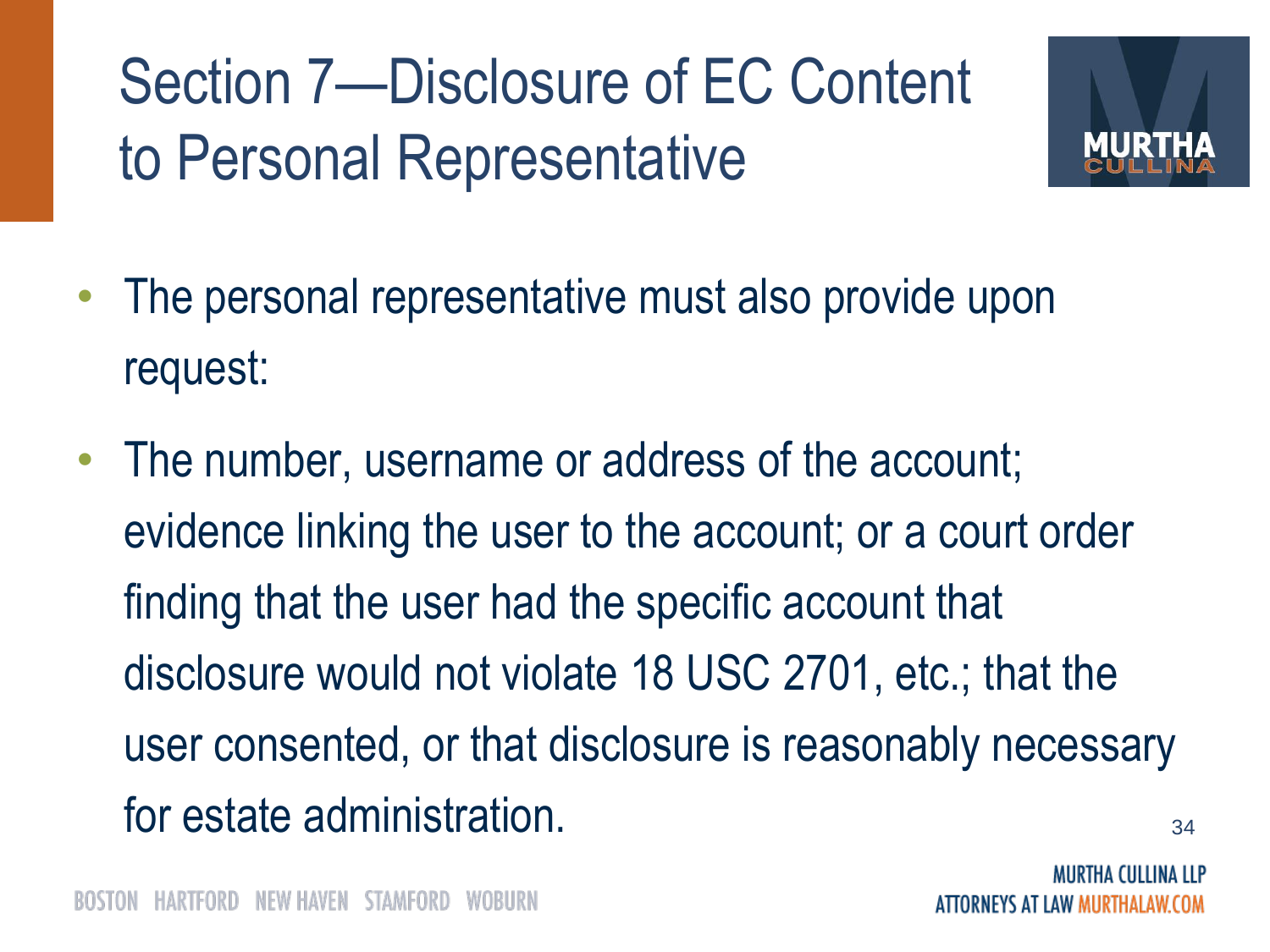# Section 7—Disclosure of EC Content to Personal Representative

- The personal representative must also provide upon request:
- The number, username or address of the account; evidence linking the user to the account; or a court order finding that the user had the specific account that disclosure would not violate 18 USC 2701, etc.; that the user consented, or that disclosure is reasonably necessary for estate administration.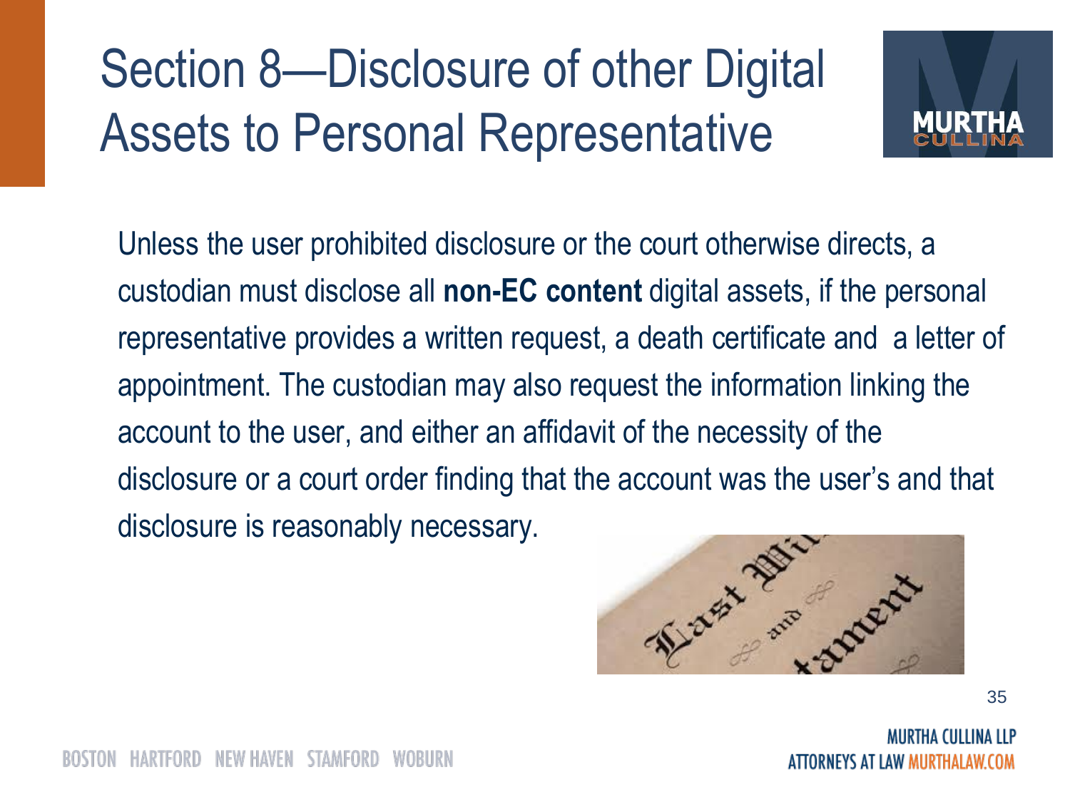# Section 8—Disclosure of other Digital Assets to Personal Representative

Unless the user prohibited disclosure or the court otherwise directs, a custodian must disclose all **non-EC content** digital assets, if the personal representative provides a written request, a death certificate and a letter of appointment. The custodian may also request the information linking the account to the user, and either an affidavit of the necessity of the disclosure or a court order finding that the account was the user's and that disclosure is reasonably necessary.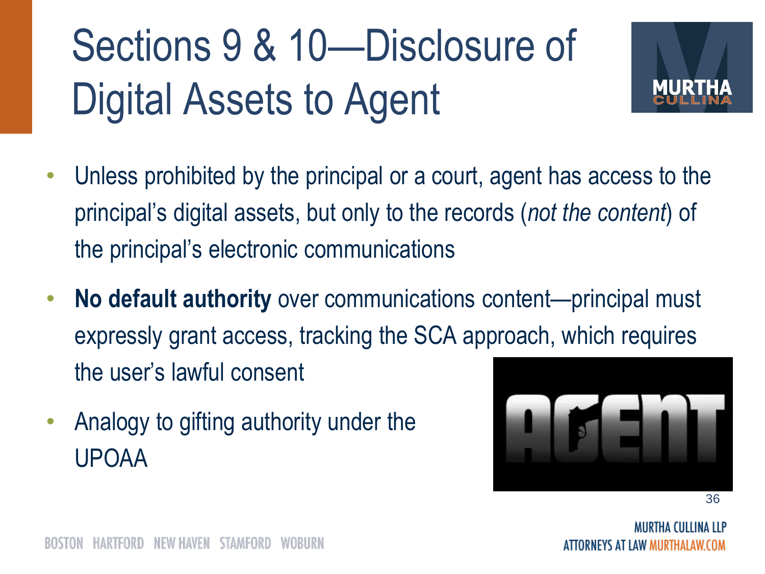# Sections 9 & 10—Disclosure of Digital Assets to Agent

- Unless prohibited by the principal or a court, agent has access to the principal's digital assets, but only to the records (*not the content*) of the principal's electronic communications
- **No default authority** over communications content—principal must expressly grant access, tracking the SCA approach, which requires the user's lawful consent
- Analogy to gifting authority under the UPOAA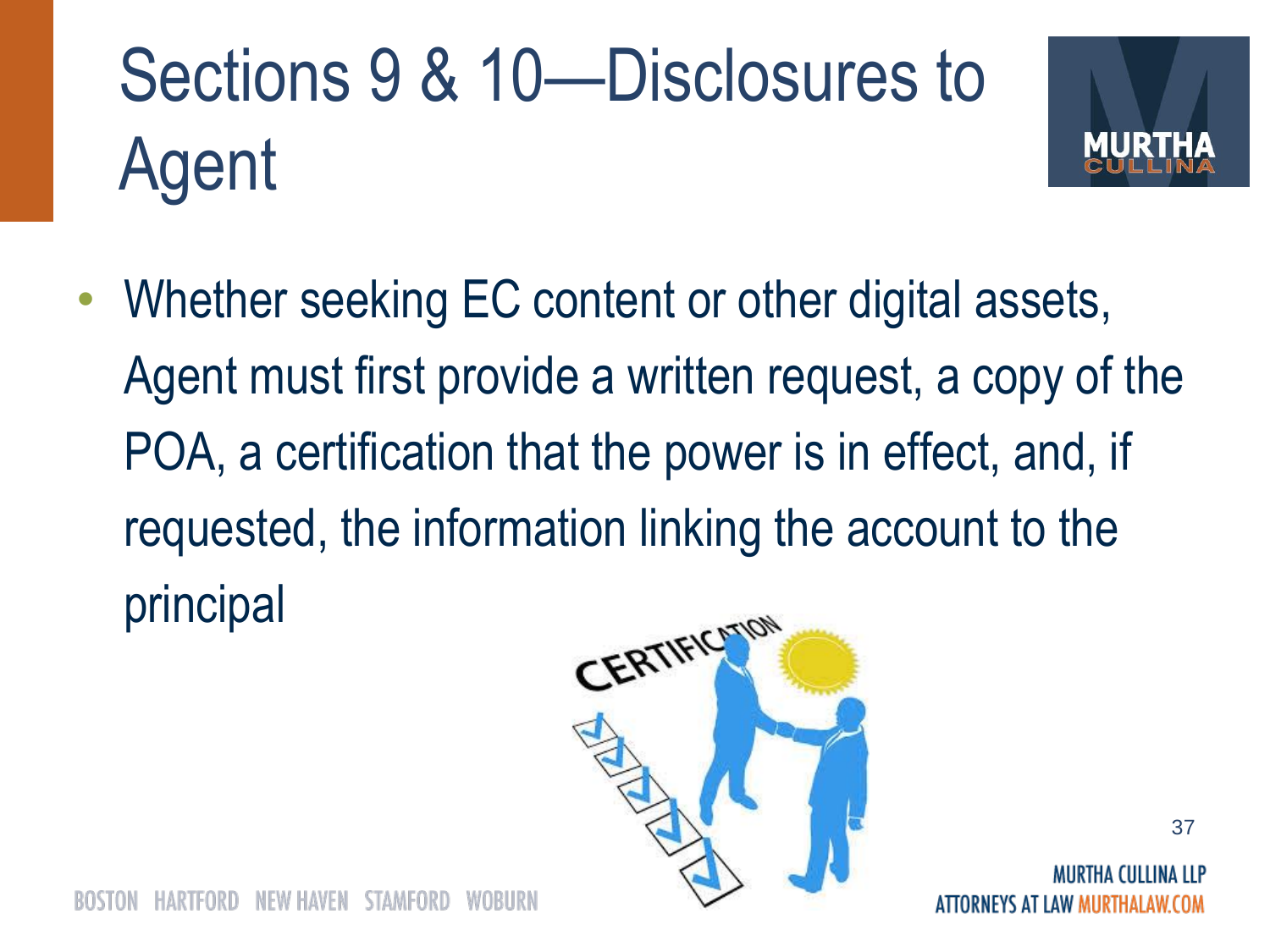# Sections 9 & 10—Disclosures to Agent

- Whether seeking EC content or other digital assets, Agent must first provide a written request, a copy of the POA, a certification that the power is in effect, and, if requested, the information linking the account to the principal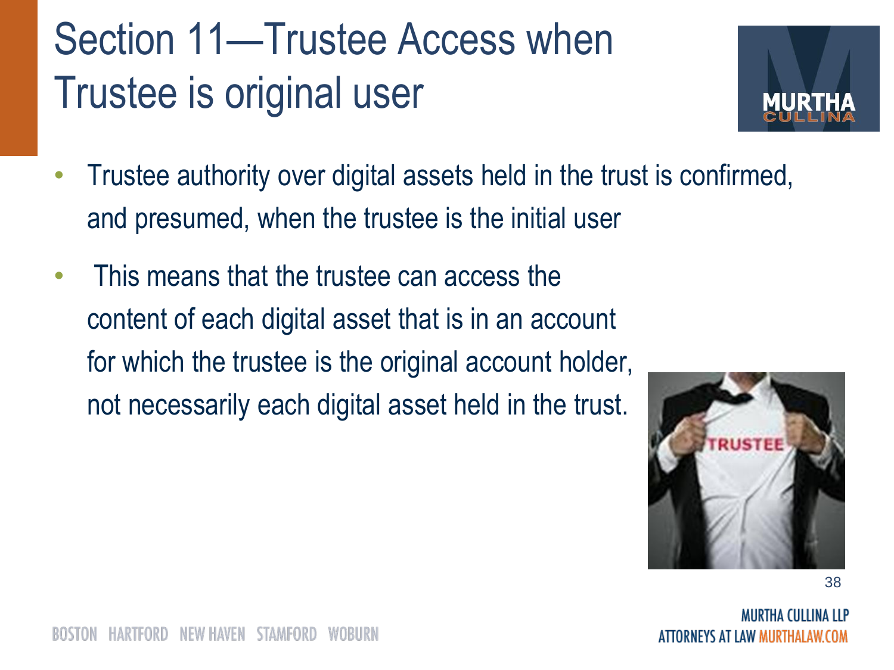# Section 11—Trustee Access when Trustee is original user

- Trustee authority over digital assets held in the trust is confirmed, and presumed, when the trustee is the initial user
- This means that the trustee can access the content of each digital asset that is in an account for which the trustee is the original account holder, not necessarily each digital asset held in the trust.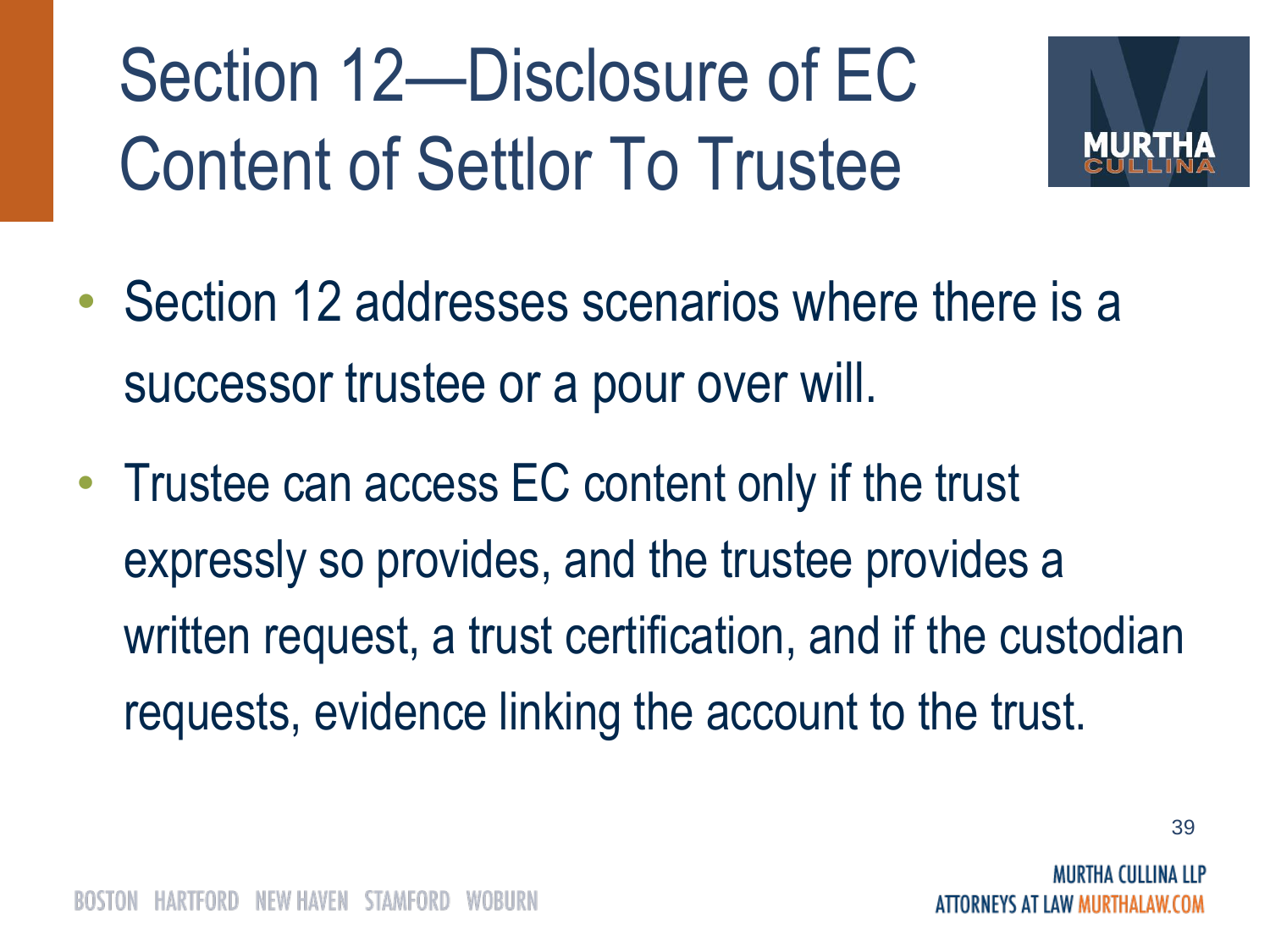# Section 12—Disclosure of EC Content of Settlor To Trustee

- Section 12 addresses scenarios where there is a successor trustee or a pour over will.
- Trustee can access EC content only if the trust expressly so provides, and the trustee provides a written request, a trust certification, and if the custodian requests, evidence linking the account to the trust.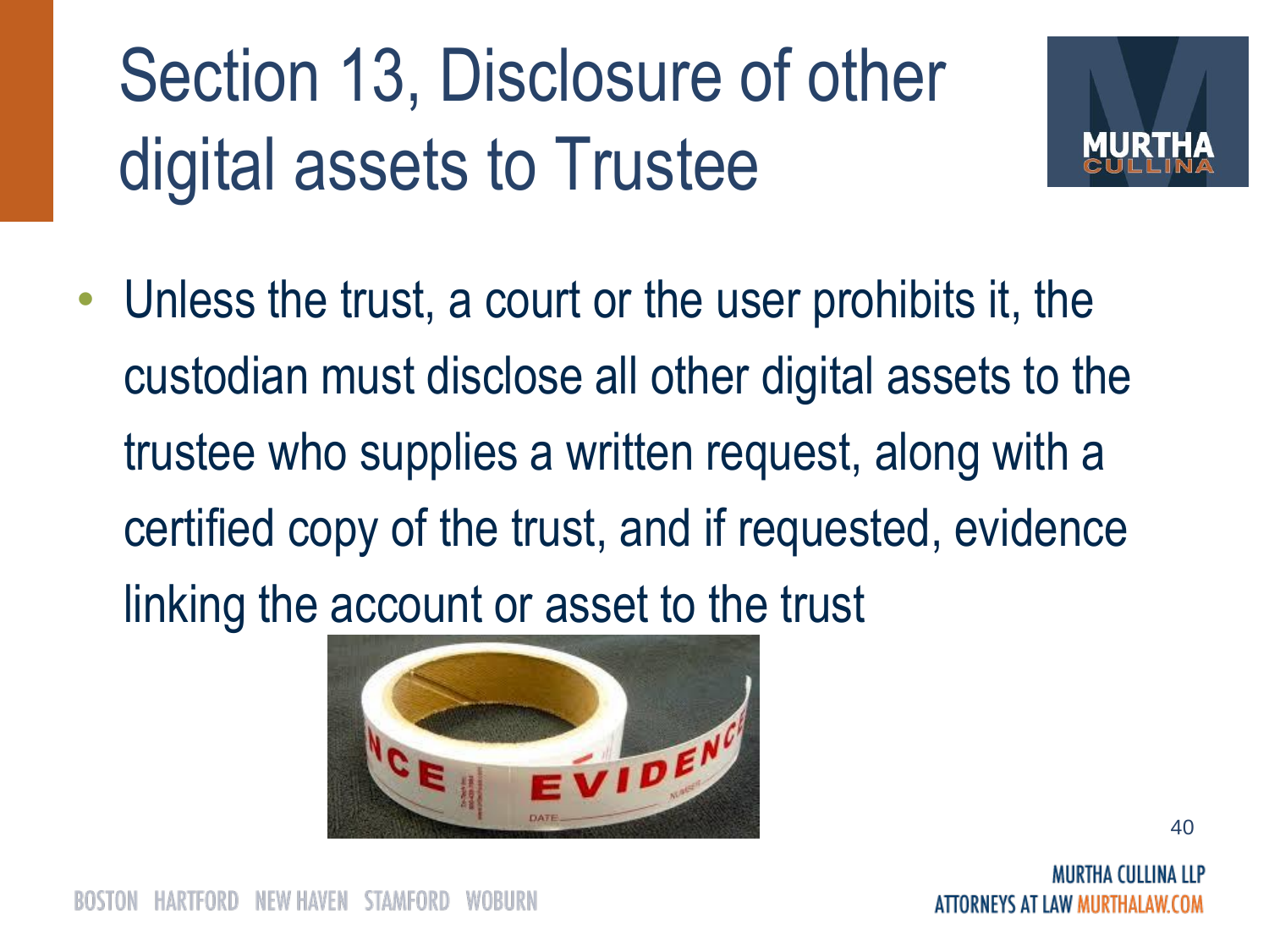# Section 13, Disclosure of other digital assets to Trustee

- Unless the trust, a court or the user prohibits it, the custodian must disclose all other digital assets to the trustee who supplies a written request, along with a certified copy of the trust, and if requested, evidence linking the account or asset to the trust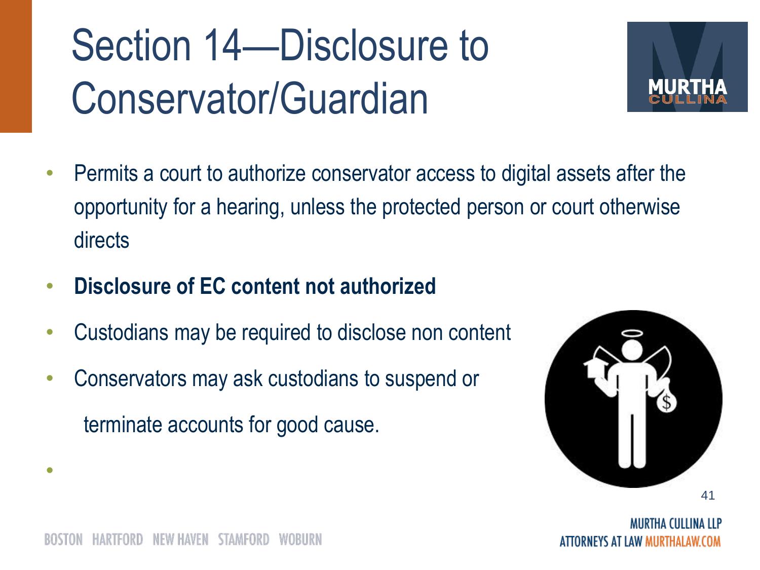# Section 14—Disclosure to Conservator/Guardian

- Permits a court to authorize conservator access to digital assets after the opportunity for a hearing, unless the protected person or court otherwise directs
- **Disclosure of EC content not authorized**
- Custodians may be required to disclose non content
- Conservators may ask custodians to suspend or terminate accounts for good cause.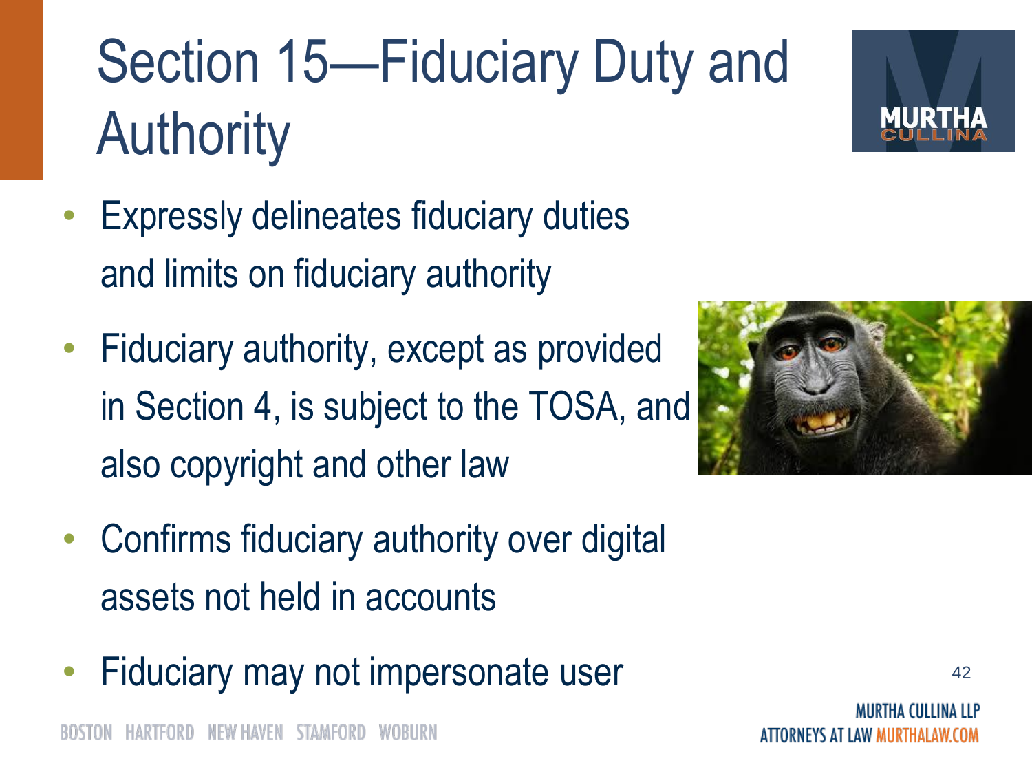# Section 15—Fiduciary Duty and Authority

- Expressly delineates fiduciary duties and limits on fiduciary authority
- Fiduciary authority, except as provided in Section 4, is subject to the TOSA, and also copyright and other law
- Confirms fiduciary authority over digital assets not held in accounts
- Fiduciary may not impersonate user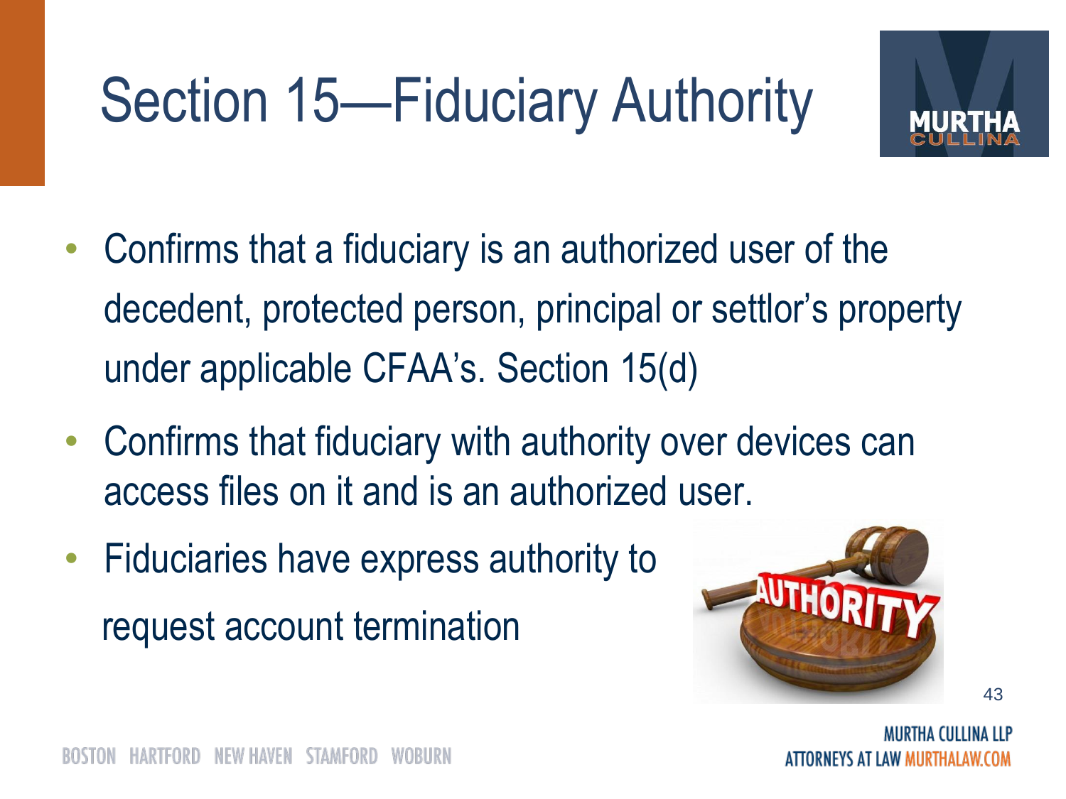# Section 15—Fiduciary Authority

- Confirms that a fiduciary is an authorized user of the decedent, protected person, principal or settlor's property under applicable CFAA's. Section 15(d)
- Confirms that fiduciary with authority over devices can access files on it and is an authorized user.
- Fiduciaries have express authority to request account termination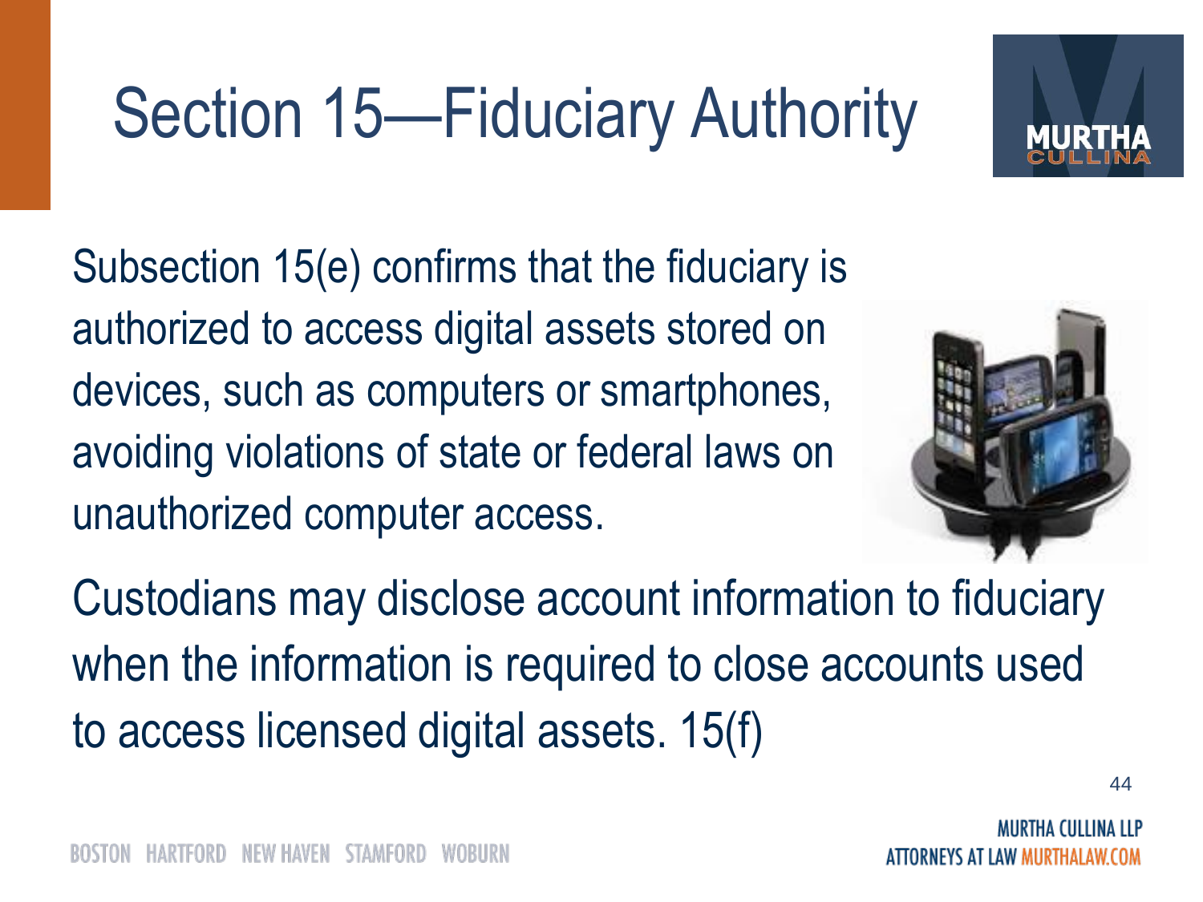# Section 15—Fiduciary Authority

Subsection 15(e) confirms that the fiduciary is authorized to access digital assets stored on devices, such as computers or smartphones, avoiding violations of state or federal laws on unauthorized computer access.

Custodians may disclose account information to fiduciary when the information is required to close accounts used to access licensed digital assets. 15(f)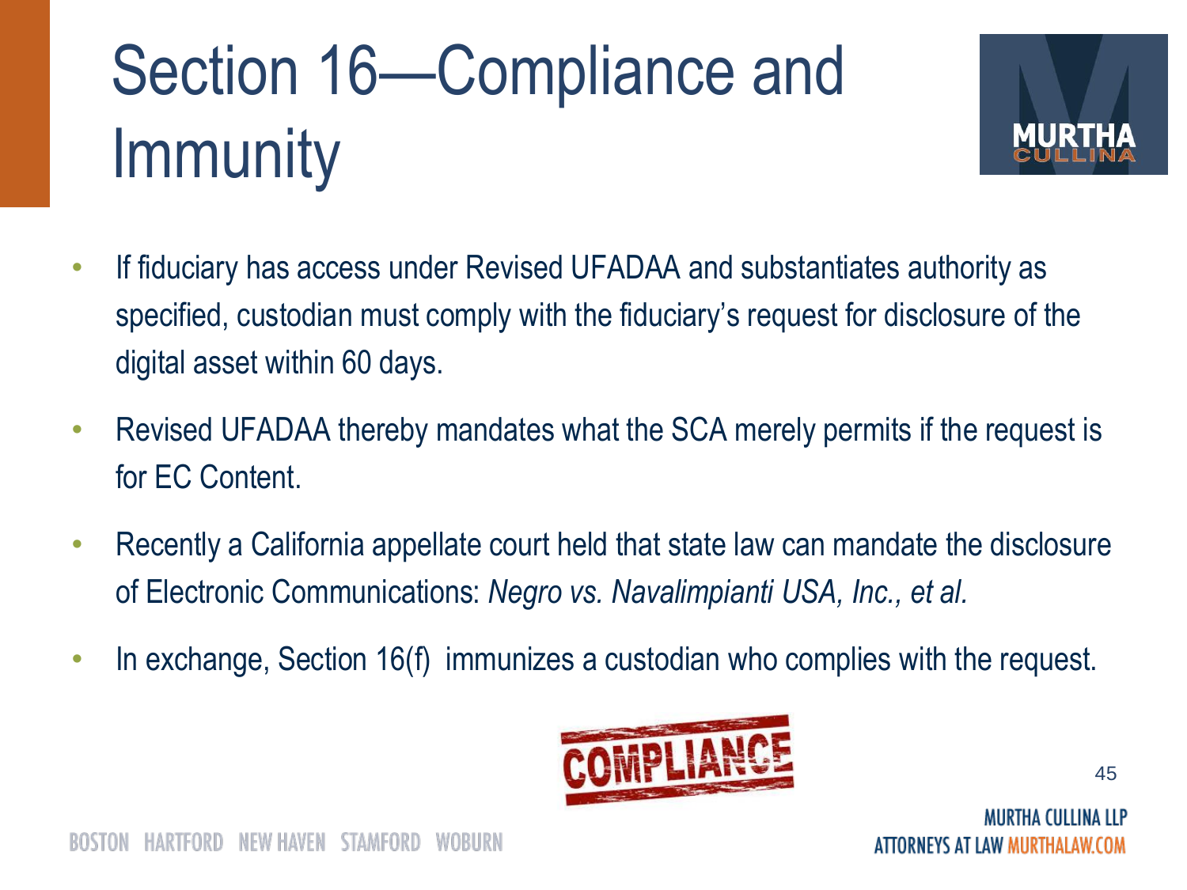# Section 16—Compliance and Immunity

- If fiduciary has access under Revised UFADAA and substantiates authority as specified, custodian must comply with the fiduciary's request for disclosure of the digital asset within 60 days.
- Revised UFADAA thereby mandates what the SCA merely permits if the request is for EC Content.
- Recently a California appellate court held that state law can mandate the disclosure of Electronic Communications: *Negro vs. Navalimpianti USA, Inc., et al.*
- In exchange, Section 16(f) immunizes a custodian who complies with the request.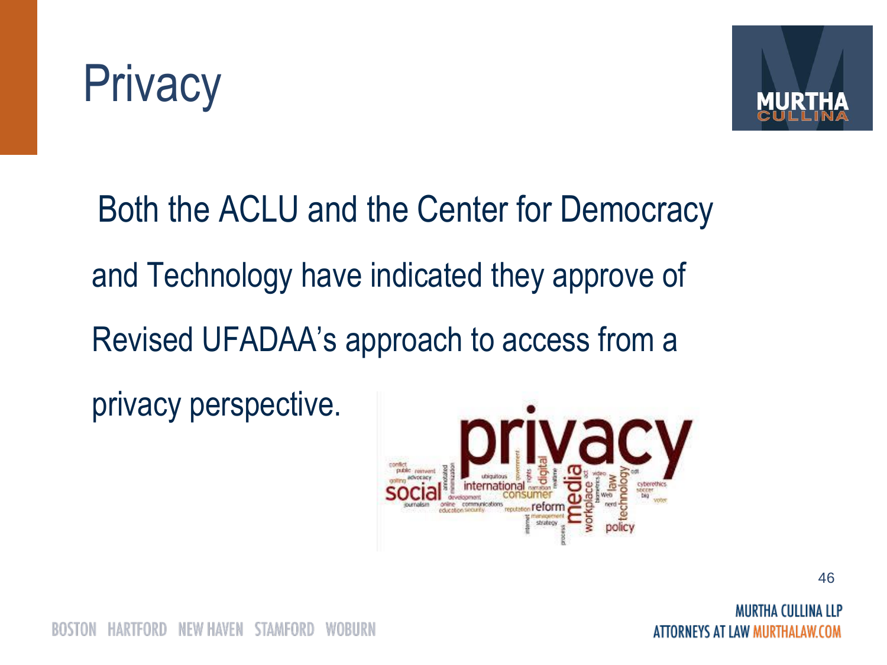# Privacy

Both the ACLU and the Center for Democracy and Technology have indicated they approve of Revised UFADAA's approach to access from a privacy perspective.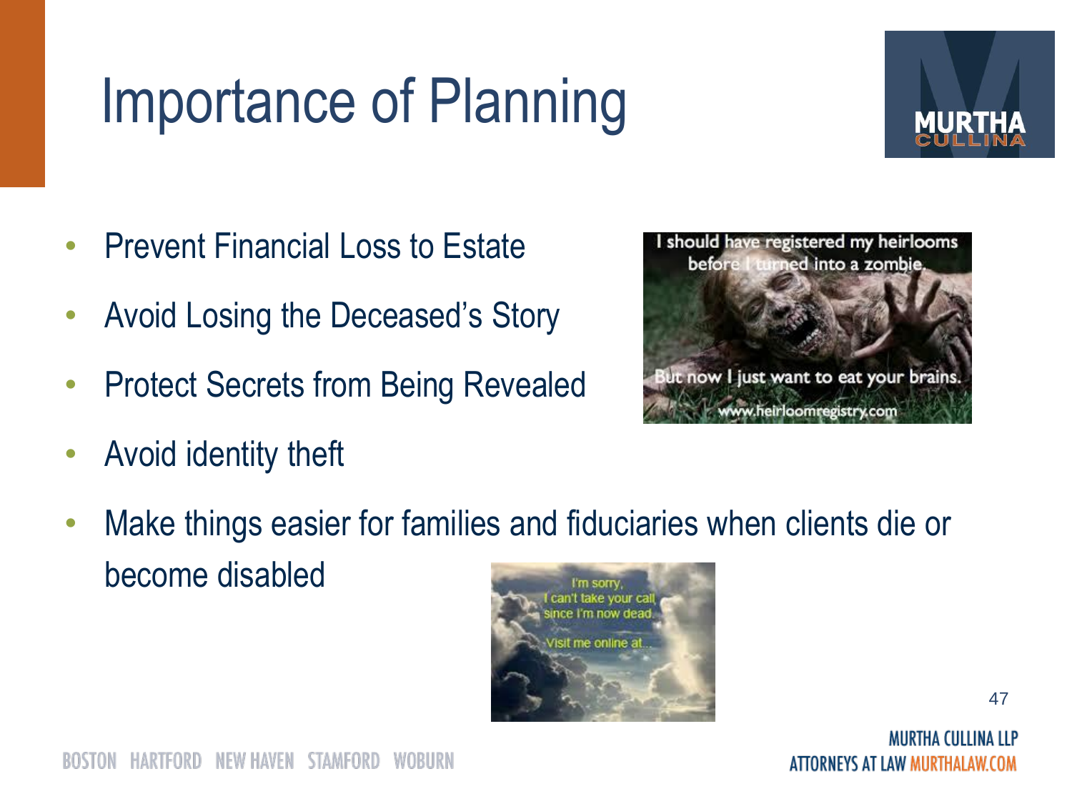# Importance of Planning

- Prevent Financial Loss to Estate
- Avoid Losing the Deceased's Story
- Protect Secrets from Being Revealed
- Avoid identity theft
- Make things easier for families and fiduciaries when clients die or become disabled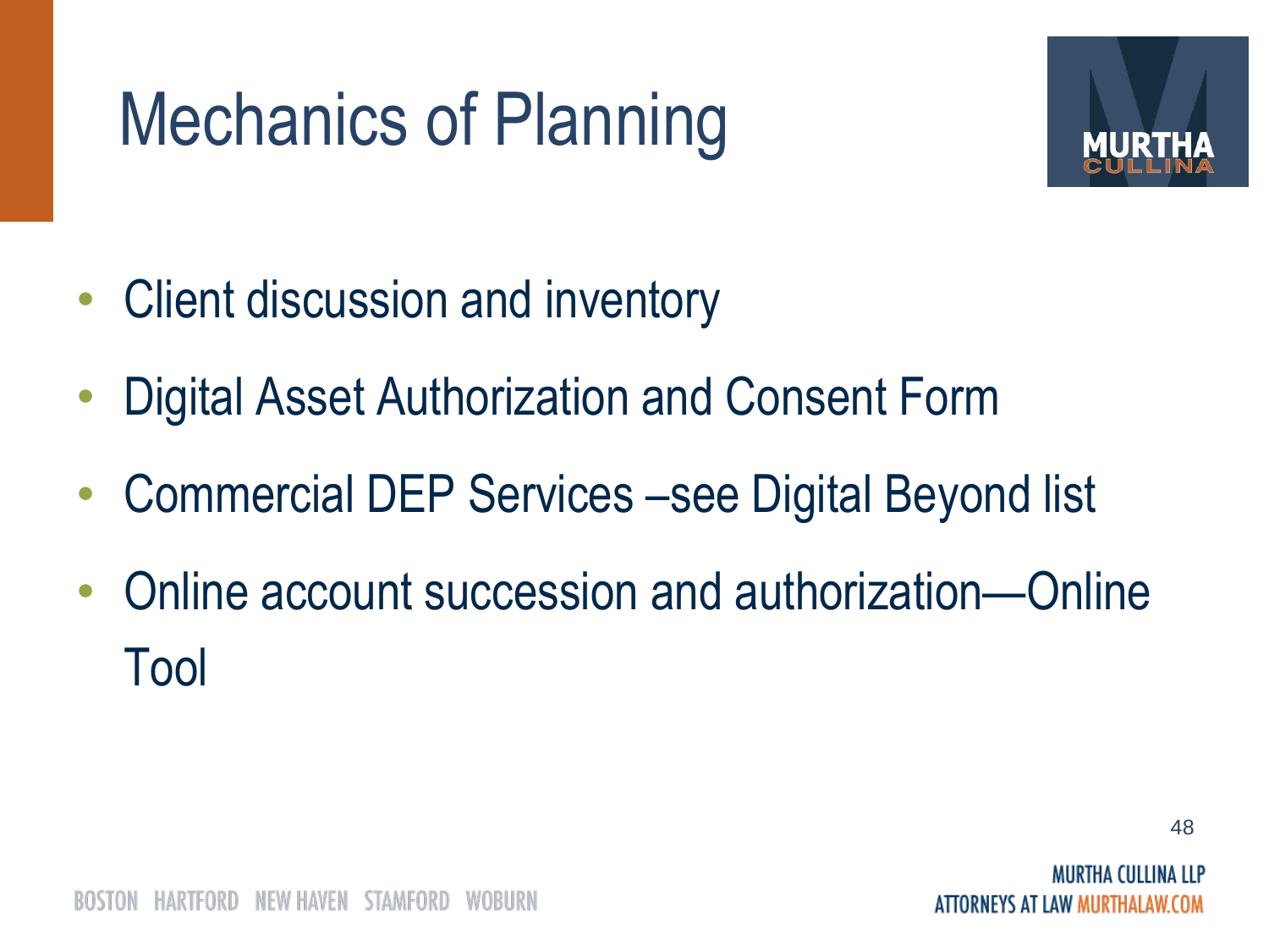# Mechanics of Planning

- Client discussion and inventory
- Digital Asset Authorization and Consent Form
- Commercial DEP Services –see Digital Beyond list
- Online account succession and authorization—Online Tool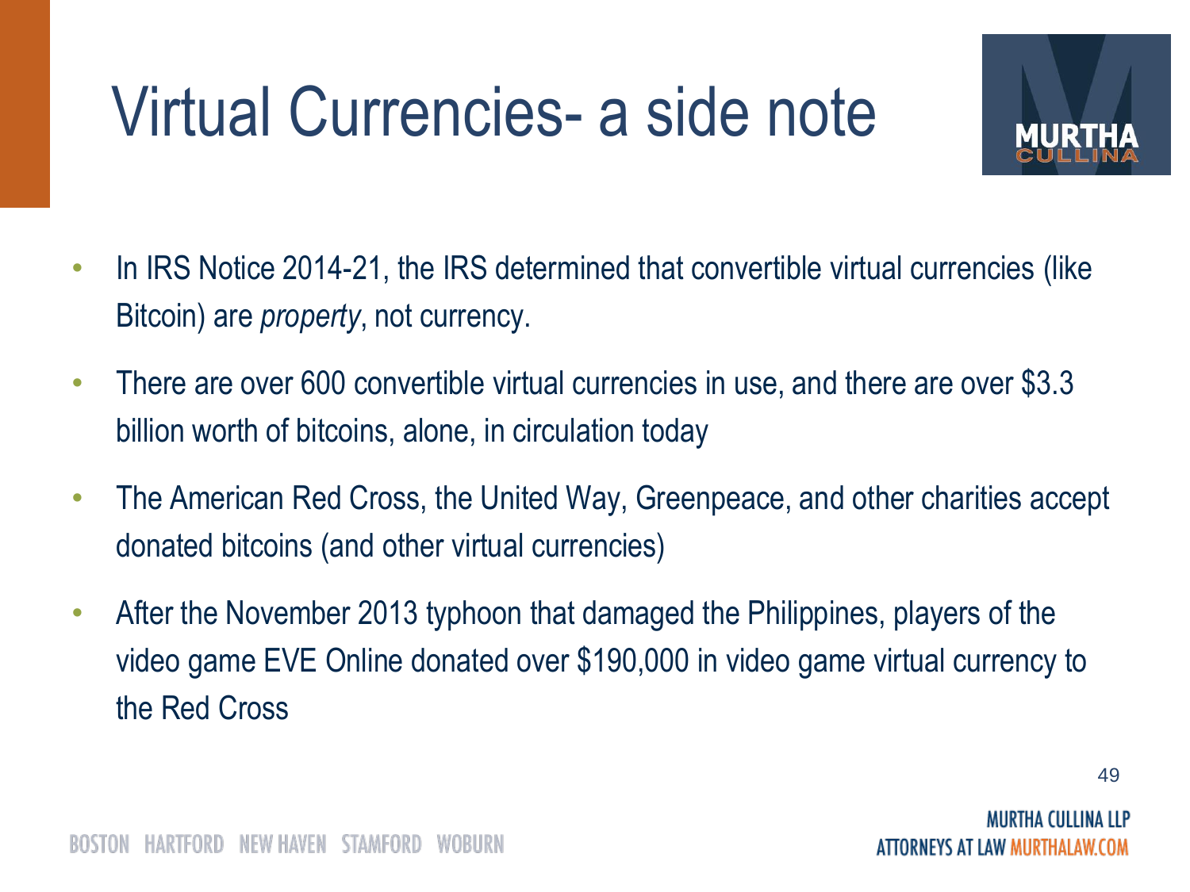# Virtual Currencies- a side note

- In IRS Notice 2014-21, the IRS determined that convertible virtual currencies (like Bitcoin) are *property*, not currency.
- There are over 600 convertible virtual currencies in use, and there are over $3.3 billion worth of bitcoins, alone, in circulation today
- The American Red Cross, the United Way, Greenpeace, and other charities accept donated bitcoins (and other virtual currencies)
- After the November 2013 typhoon that damaged the Philippines, players of the video game EVE Online donated over $190,000 in video game virtual currency to the Red Cross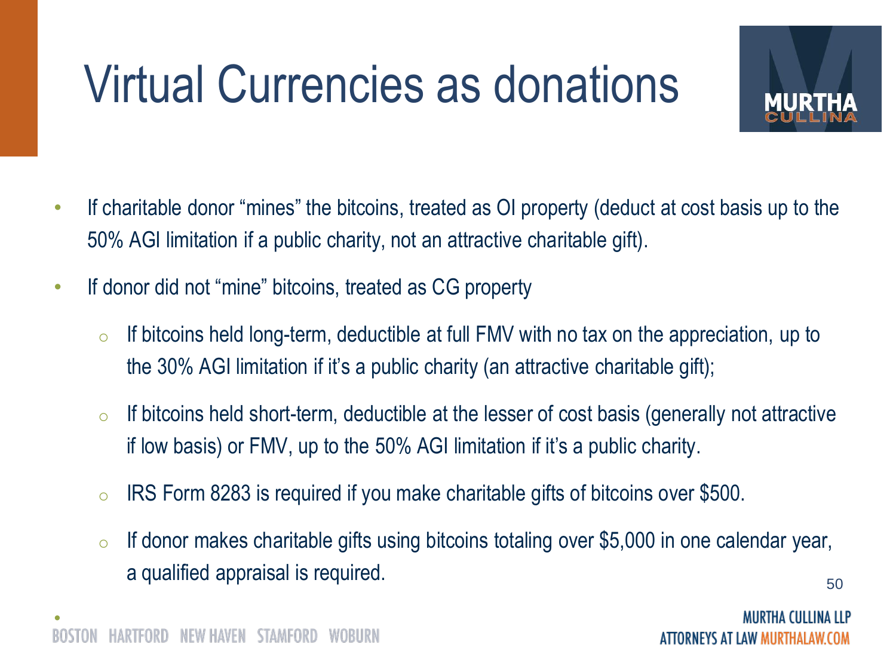# Virtual Currencies as donations

- If charitable donor "mines" the bitcoins, treated as OI property (deduct at cost basis up to the 50% AGI limitation if a public charity, not an attractive charitable gift).
- If donor did not "mine" bitcoins, treated as CG property
  - If bitcoins held long-term, deductible at full FMV with no tax on the appreciation, up to the 30% AGI limitation if it's a public charity (an attractive charitable gift);
  - If bitcoins held short-term, deductible at the lesser of cost basis (generally not attractive if low basis) or FMV, up to the 50% AGI limitation if it's a public charity.
  - IRS Form 8283 is required if you make charitable gifts of bitcoins over $500.
  - If donor makes charitable gifts using bitcoins totaling over $5,000 in one calendar year, a qualified appraisal is required.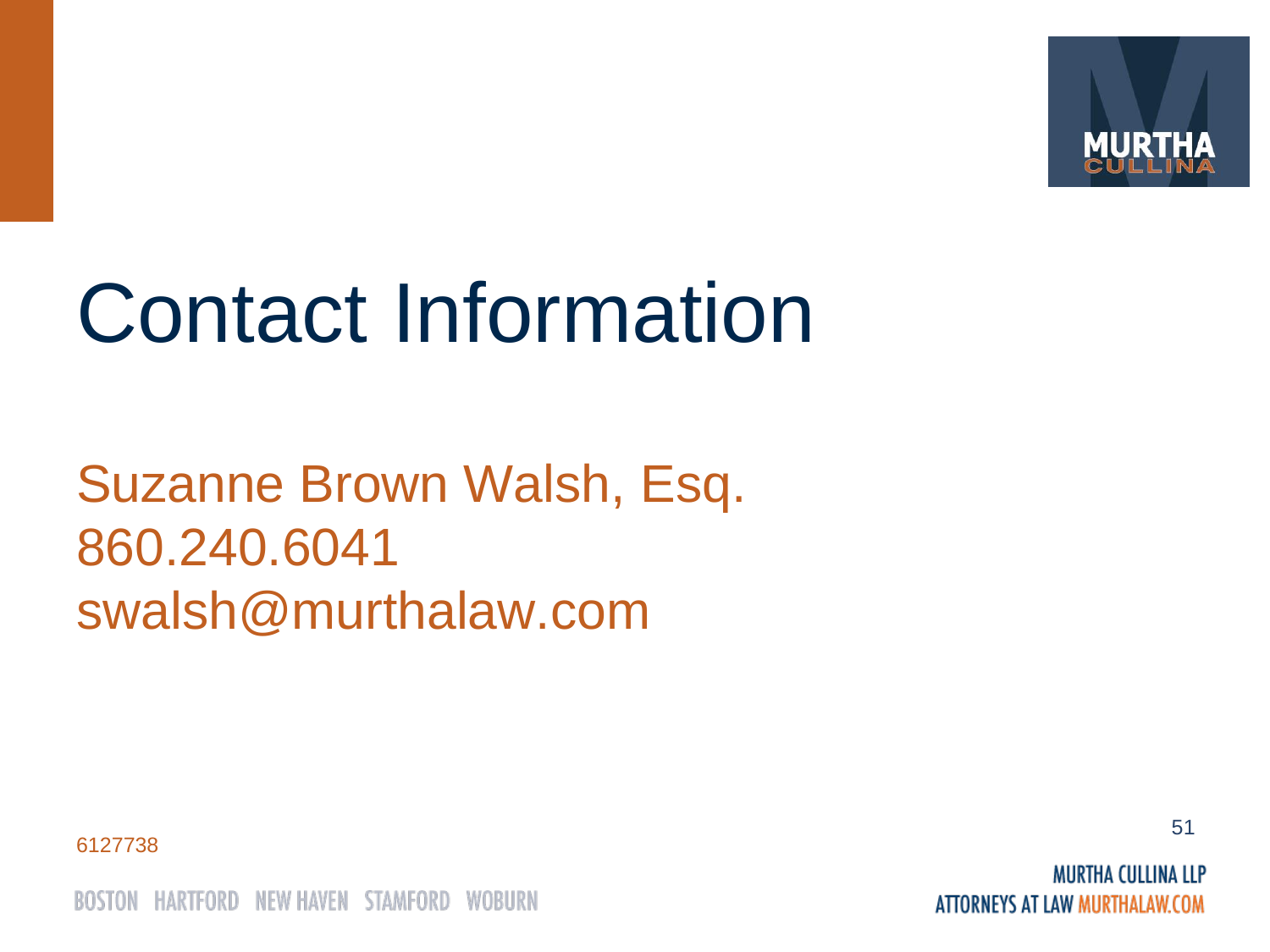# Contact Information

Suzanne Brown Walsh, Esq.
860.240.6041
swalsh@murthalaw.com

6127738